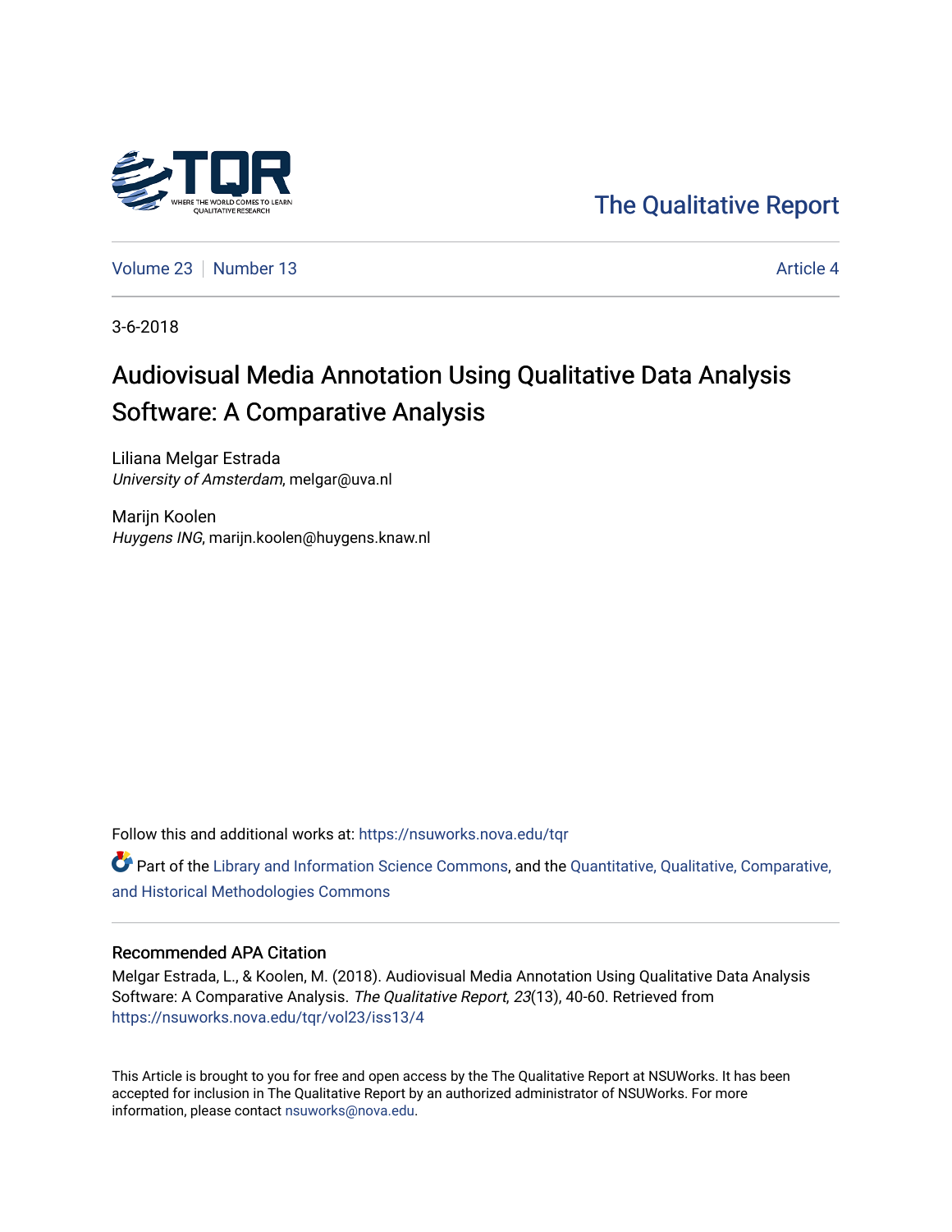The Qualitative Report

Volume 23 | Number 13 | Article 4

3-6-2018

# Audiovisual Media Annotation Using Qualitative Data Analysis Software: A Comparative Analysis

Liliana Melgar Estrada
*University of Amsterdam*, melgar@uva.nl

Marijn Koolen
*Huygens ING*, marijn.koolen@huygens.knaw.nl

Follow this and additional works at: https://nsuworks.nova.edu/tqr

Part of the Library and Information Science Commons, and the Quantitative, Qualitative, Comparative, and Historical Methodologies Commons

## Recommended APA Citation

Melgar Estrada, L., & Koolen, M. (2018). Audiovisual Media Annotation Using Qualitative Data Analysis Software: A Comparative Analysis. *The Qualitative Report*, *23*(13), 40-60. Retrieved from https://nsuworks.nova.edu/tqr/vol23/iss13/4

This Article is brought to you for free and open access by the The Qualitative Report at NSUWorks. It has been accepted for inclusion in The Qualitative Report by an authorized administrator of NSUWorks. For more information, please contact nsuworks@nova.edu.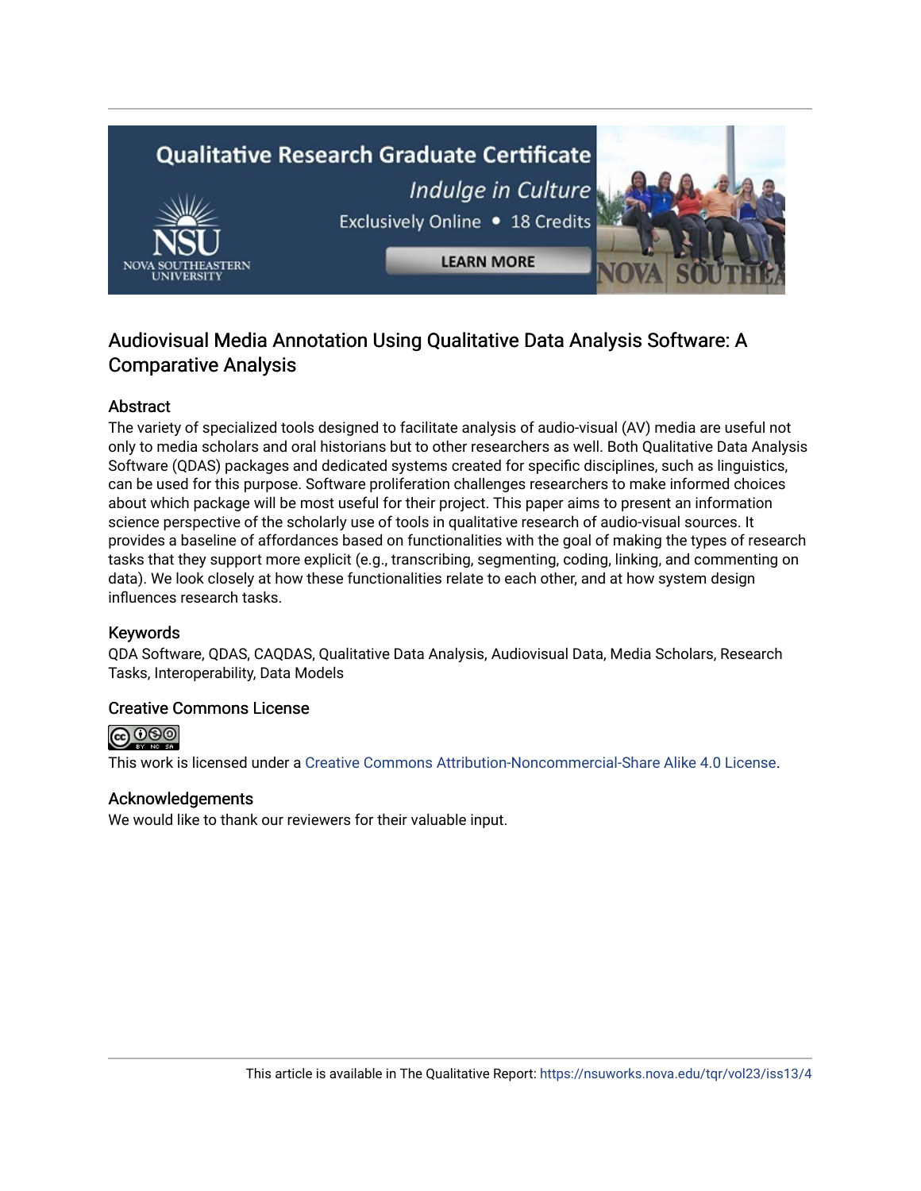## Audiovisual Media Annotation Using Qualitative Data Analysis Software: A Comparative Analysis

### Abstract

The variety of specialized tools designed to facilitate analysis of audio-visual (AV) media are useful not only to media scholars and oral historians but to other researchers as well. Both Qualitative Data Analysis Software (QDAS) packages and dedicated systems created for specific disciplines, such as linguistics, can be used for this purpose. Software proliferation challenges researchers to make informed choices about which package will be most useful for their project. This paper aims to present an information science perspective of the scholarly use of tools in qualitative research of audio-visual sources. It provides a baseline of affordances based on functionalities with the goal of making the types of research tasks that they support more explicit (e.g., transcribing, segmenting, coding, linking, and commenting on data). We look closely at how these functionalities relate to each other, and at how system design influences research tasks.

### Keywords

QDA Software, QDAS, CAQDAS, Qualitative Data Analysis, Audiovisual Data, Media Scholars, Research Tasks, Interoperability, Data Models

### Creative Commons License

This work is licensed under a Creative Commons Attribution-Noncommercial-Share Alike 4.0 License.

### Acknowledgements

We would like to thank our reviewers for their valuable input.

This article is available in The Qualitative Report: https://nsuworks.nova.edu/tqr/vol23/iss13/4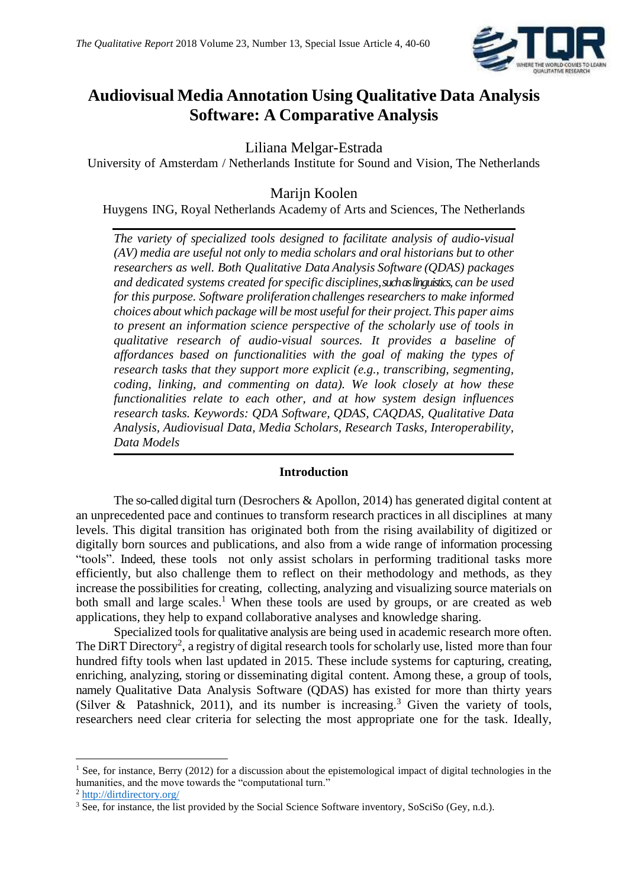# Audiovisual Media Annotation Using Qualitative Data Analysis Software: A Comparative Analysis

Liliana Melgar-Estrada

University of Amsterdam / Netherlands Institute for Sound and Vision, The Netherlands

Marijn Koolen

Huygens ING, Royal Netherlands Academy of Arts and Sciences, The Netherlands

*The variety of specialized tools designed to facilitate analysis of audio-visual (AV) media are useful not only to media scholars and oral historians but to other researchers as well. Both Qualitative Data Analysis Software (QDAS) packages and dedicated systems created for specific disciplines, such as linguistics, can be used for this purpose. Software proliferation challenges researchers to make informed choices about which package will be most useful for their project. This paper aims to present an information science perspective of the scholarly use of tools in qualitative research of audio-visual sources. It provides a baseline of affordances based on functionalities with the goal of making the types of research tasks that they support more explicit (e.g., transcribing, segmenting, coding, linking, and commenting on data). We look closely at how these functionalities relate to each other, and at how system design influences research tasks. Keywords: QDA Software, QDAS, CAQDAS, Qualitative Data Analysis, Audiovisual Data, Media Scholars, Research Tasks, Interoperability, Data Models*

## Introduction

The so-called digital turn (Desrochers & Apollon, 2014) has generated digital content at an unprecedented pace and continues to transform research practices in all disciplines at many levels. This digital transition has originated both from the rising availability of digitized or digitally born sources and publications, and also from a wide range of information processing "tools". Indeed, these tools not only assist scholars in performing traditional tasks more efficiently, but also challenge them to reflect on their methodology and methods, as they increase the possibilities for creating, collecting, analyzing and visualizing source materials on both small and large scales.[1] When these tools are used by groups, or are created as web applications, they help to expand collaborative analyses and knowledge sharing.

Specialized tools for qualitative analysis are being used in academic research more often. The DiRT Directory[2], a registry of digital research tools for scholarly use, listed more than four hundred fifty tools when last updated in 2015. These include systems for capturing, creating, enriching, analyzing, storing or disseminating digital content. Among these, a group of tools, namely Qualitative Data Analysis Software (QDAS) has existed for more than thirty years (Silver & Patashnick, 2011), and its number is increasing.[3] Given the variety of tools, researchers need clear criteria for selecting the most appropriate one for the task. Ideally,

---

[1] See, for instance, Berry (2012) for a discussion about the epistemological impact of digital technologies in the humanities, and the move towards the "computational turn."

[2] http://dirtdirectory.org/

[3] See, for instance, the list provided by the Social Science Software inventory, SoSciSo (Gey, n.d.).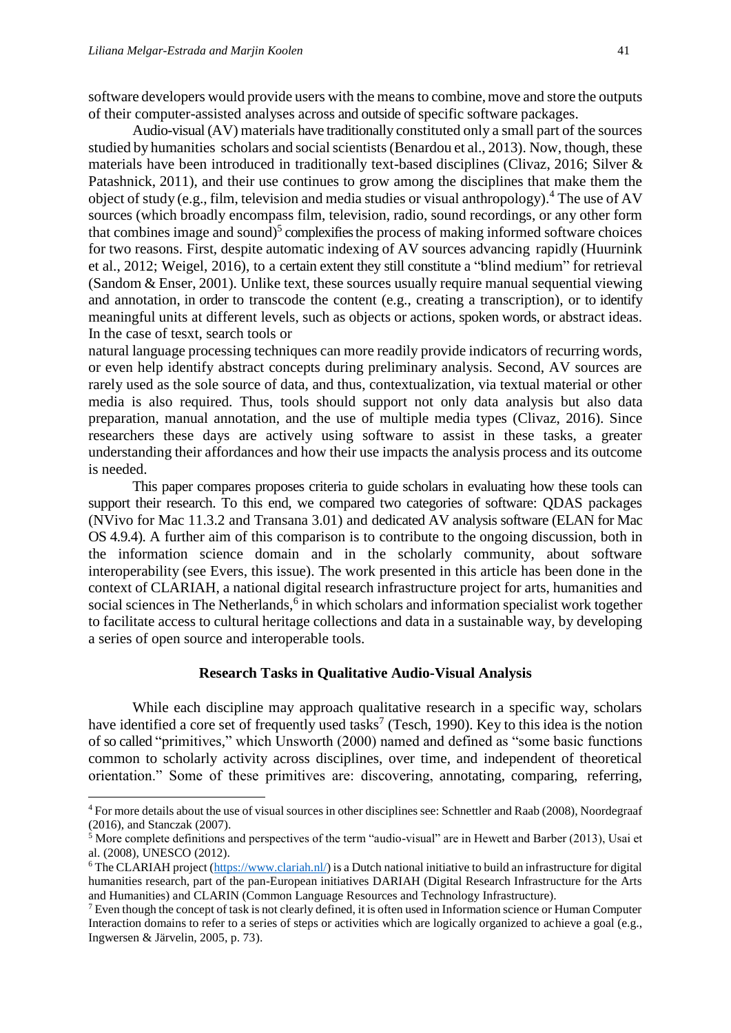software developers would provide users with the means to combine, move and store the outputs of their computer-assisted analyses across and outside of specific software packages.

Audio-visual (AV) materials have traditionally constituted only a small part of the sources studied by humanities scholars and social scientists (Benardou et al., 2013). Now, though, these materials have been introduced in traditionally text-based disciplines (Clivaz, 2016; Silver & Patashnick, 2011), and their use continues to grow among the disciplines that make them the object of study (e.g., film, television and media studies or visual anthropology).[4] The use of AV sources (which broadly encompass film, television, radio, sound recordings, or any other form that combines image and sound)[5] complexifies the process of making informed software choices for two reasons. First, despite automatic indexing of AV sources advancing rapidly (Huurnink et al., 2012; Weigel, 2016), to a certain extent they still constitute a "blind medium" for retrieval (Sandom & Enser, 2001). Unlike text, these sources usually require manual sequential viewing and annotation, in order to transcode the content (e.g., creating a transcription), or to identify meaningful units at different levels, such as objects or actions, spoken words, or abstract ideas. In the case of tesxt, search tools or natural language processing techniques can more readily provide indicators of recurring words, or even help identify abstract concepts during preliminary analysis. Second, AV sources are rarely used as the sole source of data, and thus, contextualization, via textual material or other media is also required. Thus, tools should support not only data analysis but also data preparation, manual annotation, and the use of multiple media types (Clivaz, 2016). Since researchers these days are actively using software to assist in these tasks, a greater understanding their affordances and how their use impacts the analysis process and its outcome is needed.

This paper compares proposes criteria to guide scholars in evaluating how these tools can support their research. To this end, we compared two categories of software: QDAS packages (NVivo for Mac 11.3.2 and Transana 3.01) and dedicated AV analysis software (ELAN for Mac OS 4.9.4). A further aim of this comparison is to contribute to the ongoing discussion, both in the information science domain and in the scholarly community, about software interoperability (see Evers, this issue). The work presented in this article has been done in the context of CLARIAH, a national digital research infrastructure project for arts, humanities and social sciences in The Netherlands,[6] in which scholars and information specialist work together to facilitate access to cultural heritage collections and data in a sustainable way, by developing a series of open source and interoperable tools.

## Research Tasks in Qualitative Audio-Visual Analysis

While each discipline may approach qualitative research in a specific way, scholars have identified a core set of frequently used tasks[7] (Tesch, 1990). Key to this idea is the notion of so called "primitives," which Unsworth (2000) named and defined as "some basic functions common to scholarly activity across disciplines, over time, and independent of theoretical orientation." Some of these primitives are: discovering, annotating, comparing, referring,

---

[4] For more details about the use of visual sources in other disciplines see: Schnettler and Raab (2008), Noordegraaf (2016), and Stanczak (2007).

[5] More complete definitions and perspectives of the term "audio-visual" are in Hewett and Barber (2013), Usai et al. (2008), UNESCO (2012).

[6] The CLARIAH project (https://www.clariah.nl/) is a Dutch national initiative to build an infrastructure for digital humanities research, part of the pan-European initiatives DARIAH (Digital Research Infrastructure for the Arts and Humanities) and CLARIN (Common Language Resources and Technology Infrastructure).

[7] Even though the concept of task is not clearly defined, it is often used in Information science or Human Computer Interaction domains to refer to a series of steps or activities which are logically organized to achieve a goal (e.g., Ingwersen & Järvelin, 2005, p. 73).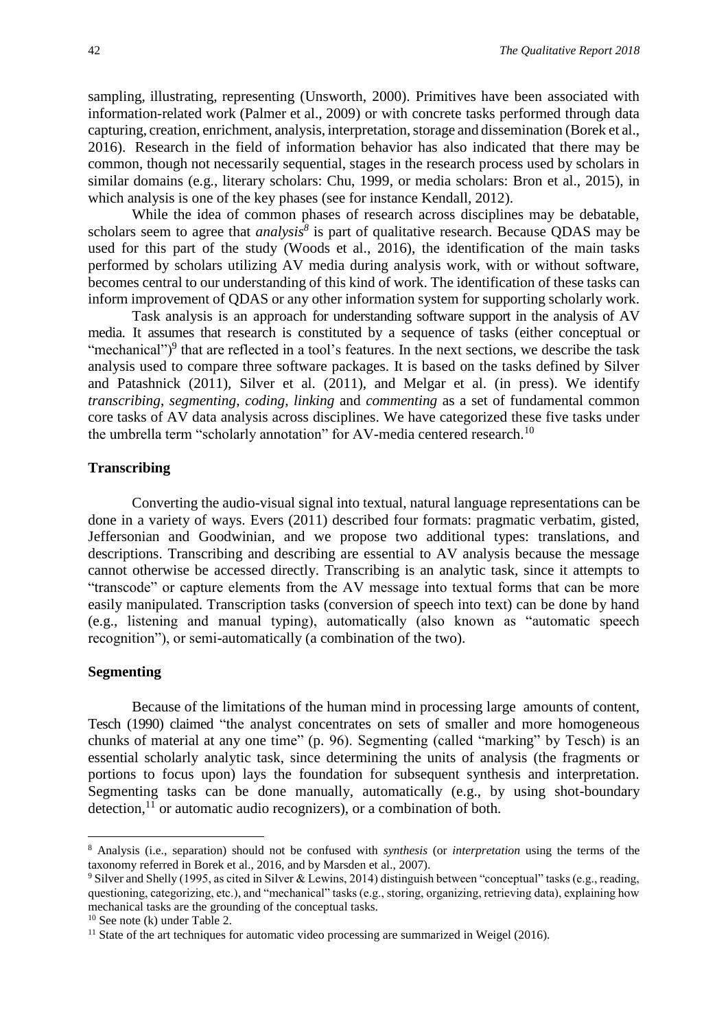sampling, illustrating, representing (Unsworth, 2000). Primitives have been associated with information-related work (Palmer et al., 2009) or with concrete tasks performed through data capturing, creation, enrichment, analysis, interpretation, storage and dissemination (Borek et al., 2016). Research in the field of information behavior has also indicated that there may be common, though not necessarily sequential, stages in the research process used by scholars in similar domains (e.g., literary scholars: Chu, 1999, or media scholars: Bron et al., 2015), in which analysis is one of the key phases (see for instance Kendall, 2012).

While the idea of common phases of research across disciplines may be debatable, scholars seem to agree that *analysis*[8] is part of qualitative research. Because QDAS may be used for this part of the study (Woods et al., 2016), the identification of the main tasks performed by scholars utilizing AV media during analysis work, with or without software, becomes central to our understanding of this kind of work. The identification of these tasks can inform improvement of QDAS or any other information system for supporting scholarly work.

Task analysis is an approach for understanding software support in the analysis of AV media. It assumes that research is constituted by a sequence of tasks (either conceptual or "mechanical")[9] that are reflected in a tool's features. In the next sections, we describe the task analysis used to compare three software packages. It is based on the tasks defined by Silver and Patashnick (2011), Silver et al. (2011), and Melgar et al. (in press). We identify *transcribing*, *segmenting*, *coding*, *linking* and *commenting* as a set of fundamental common core tasks of AV data analysis across disciplines. We have categorized these five tasks under the umbrella term "scholarly annotation" for AV-media centered research.[10]

### Transcribing

Converting the audio-visual signal into textual, natural language representations can be done in a variety of ways. Evers (2011) described four formats: pragmatic verbatim, gisted, Jeffersonian and Goodwinian, and we propose two additional types: translations, and descriptions. Transcribing and describing are essential to AV analysis because the message cannot otherwise be accessed directly. Transcribing is an analytic task, since it attempts to "transcode" or capture elements from the AV message into textual forms that can be more easily manipulated. Transcription tasks (conversion of speech into text) can be done by hand (e.g., listening and manual typing), automatically (also known as "automatic speech recognition"), or semi-automatically (a combination of the two).

### Segmenting

Because of the limitations of the human mind in processing large amounts of content, Tesch (1990) claimed "the analyst concentrates on sets of smaller and more homogeneous chunks of material at any one time" (p. 96). Segmenting (called "marking" by Tesch) is an essential scholarly analytic task, since determining the units of analysis (the fragments or portions to focus upon) lays the foundation for subsequent synthesis and interpretation. Segmenting tasks can be done manually, automatically (e.g., by using shot-boundary detection,[11] or automatic audio recognizers), or a combination of both.

---

[8] Analysis (i.e., separation) should not be confused with *synthesis* (or *interpretation* using the terms of the taxonomy referred in Borek et al., 2016, and by Marsden et al., 2007).

[9] Silver and Shelly (1995, as cited in Silver & Lewins, 2014) distinguish between "conceptual" tasks (e.g., reading, questioning, categorizing, etc.), and "mechanical" tasks (e.g., storing, organizing, retrieving data), explaining how mechanical tasks are the grounding of the conceptual tasks.

[10] See note (k) under Table 2.

[11] State of the art techniques for automatic video processing are summarized in Weigel (2016).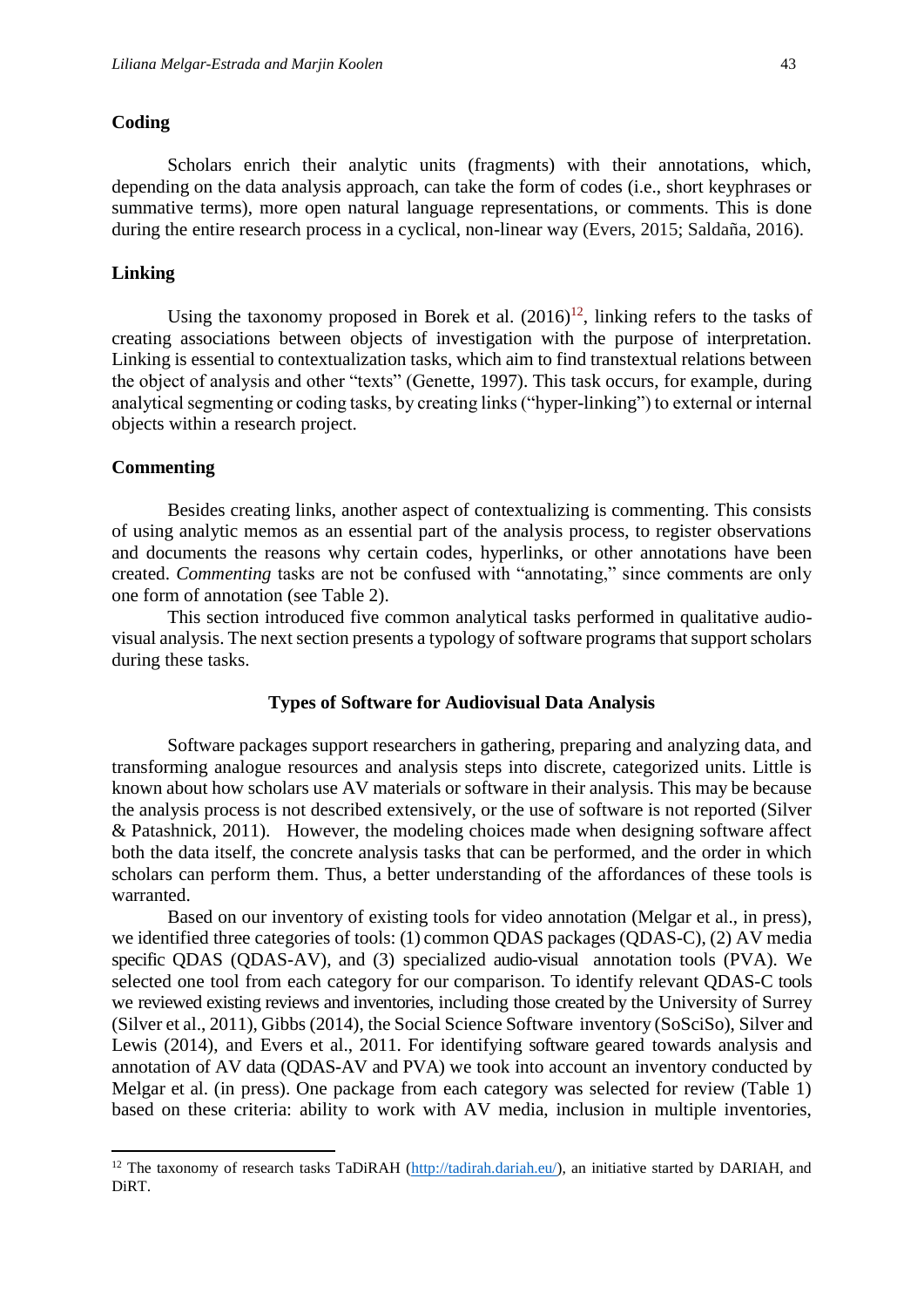### Coding

Scholars enrich their analytic units (fragments) with their annotations, which, depending on the data analysis approach, can take the form of codes (i.e., short keyphrases or summative terms), more open natural language representations, or comments. This is done during the entire research process in a cyclical, non-linear way (Evers, 2015; Saldaña, 2016).

### Linking

Using the taxonomy proposed in Borek et al. (2016)[12], linking refers to the tasks of creating associations between objects of investigation with the purpose of interpretation. Linking is essential to contextualization tasks, which aim to find transtextual relations between the object of analysis and other "texts" (Genette, 1997). This task occurs, for example, during analytical segmenting or coding tasks, by creating links ("hyper-linking") to external or internal objects within a research project.

### Commenting

Besides creating links, another aspect of contextualizing is commenting. This consists of using analytic memos as an essential part of the analysis process, to register observations and documents the reasons why certain codes, hyperlinks, or other annotations have been created. *Commenting* tasks are not be confused with "annotating," since comments are only one form of annotation (see Table 2).

This section introduced five common analytical tasks performed in qualitative audio-visual analysis. The next section presents a typology of software programs that support scholars during these tasks.

## Types of Software for Audiovisual Data Analysis

Software packages support researchers in gathering, preparing and analyzing data, and transforming analogue resources and analysis steps into discrete, categorized units. Little is known about how scholars use AV materials or software in their analysis. This may be because the analysis process is not described extensively, or the use of software is not reported (Silver & Patashnick, 2011). However, the modeling choices made when designing software affect both the data itself, the concrete analysis tasks that can be performed, and the order in which scholars can perform them. Thus, a better understanding of the affordances of these tools is warranted.

Based on our inventory of existing tools for video annotation (Melgar et al., in press), we identified three categories of tools: (1) common QDAS packages (QDAS-C), (2) AV media specific QDAS (QDAS-AV), and (3) specialized audio-visual annotation tools (PVA). We selected one tool from each category for our comparison. To identify relevant QDAS-C tools we reviewed existing reviews and inventories, including those created by the University of Surrey (Silver et al., 2011), Gibbs (2014), the Social Science Software inventory (SoSciSo), Silver and Lewis (2014), and Evers et al., 2011. For identifying software geared towards analysis and annotation of AV data (QDAS-AV and PVA) we took into account an inventory conducted by Melgar et al. (in press). One package from each category was selected for review (Table 1) based on these criteria: ability to work with AV media, inclusion in multiple inventories,

---

[12] The taxonomy of research tasks TaDiRAH (http://tadirah.dariah.eu/), an initiative started by DARIAH, and DiRT.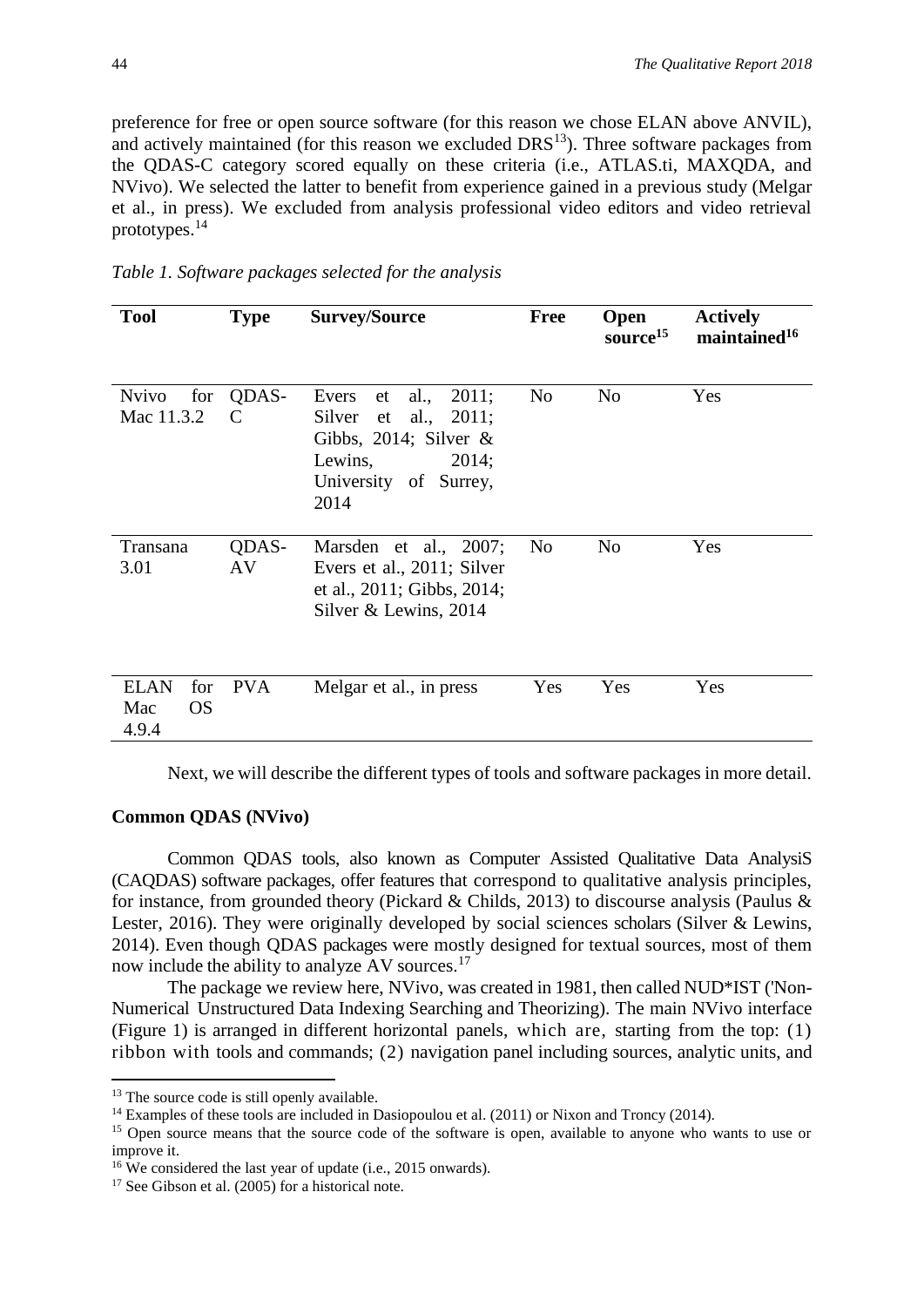preference for free or open source software (for this reason we chose ELAN above ANVIL), and actively maintained (for this reason we excluded DRS[13]). Three software packages from the QDAS-C category scored equally on these criteria (i.e., ATLAS.ti, MAXQDA, and NVivo). We selected the latter to benefit from experience gained in a previous study (Melgar et al., in press). We excluded from analysis professional video editors and video retrieval prototypes.[14]

*Table 1. Software packages selected for the analysis*

| Tool | Type | Survey/Source | Free | Open source[15] | Actively maintained[16] |
|---|---|---|---|---|---|
| Nvivo for Mac 11.3.2 | QDAS-C | Evers et al., 2011; Silver et al., 2011; Gibbs, 2014; Silver & Lewins, 2014; University of Surrey, 2014 | No | No | Yes |
| Transana 3.01 | QDAS-AV | Marsden et al., 2007; Evers et al., 2011; Silver et al., 2011; Gibbs, 2014; Silver & Lewins, 2014 | No | No | Yes |
| ELAN for Mac OS 4.9.4 | PVA | Melgar et al., in press | Yes | Yes | Yes |

Next, we will describe the different types of tools and software packages in more detail.

**Common QDAS (NVivo)**

Common QDAS tools, also known as Computer Assisted Qualitative Data AnalysiS (CAQDAS) software packages, offer features that correspond to qualitative analysis principles, for instance, from grounded theory (Pickard & Childs, 2013) to discourse analysis (Paulus & Lester, 2016). They were originally developed by social sciences scholars (Silver & Lewins, 2014). Even though QDAS packages were mostly designed for textual sources, most of them now include the ability to analyze AV sources.[17]

The package we review here, NVivo, was created in 1981, then called NUD*IST ('Non-Numerical Unstructured Data Indexing Searching and Theorizing). The main NVivo interface (Figure 1) is arranged in different horizontal panels, which are, starting from the top: (1) ribbon with tools and commands; (2) navigation panel including sources, analytic units, and

---

[13] The source code is still openly available.

[14] Examples of these tools are included in Dasiopoulou et al. (2011) or Nixon and Troncy (2014).

[15] Open source means that the source code of the software is open, available to anyone who wants to use or improve it.

[16] We considered the last year of update (i.e., 2015 onwards).

[17] See Gibson et al. (2005) for a historical note.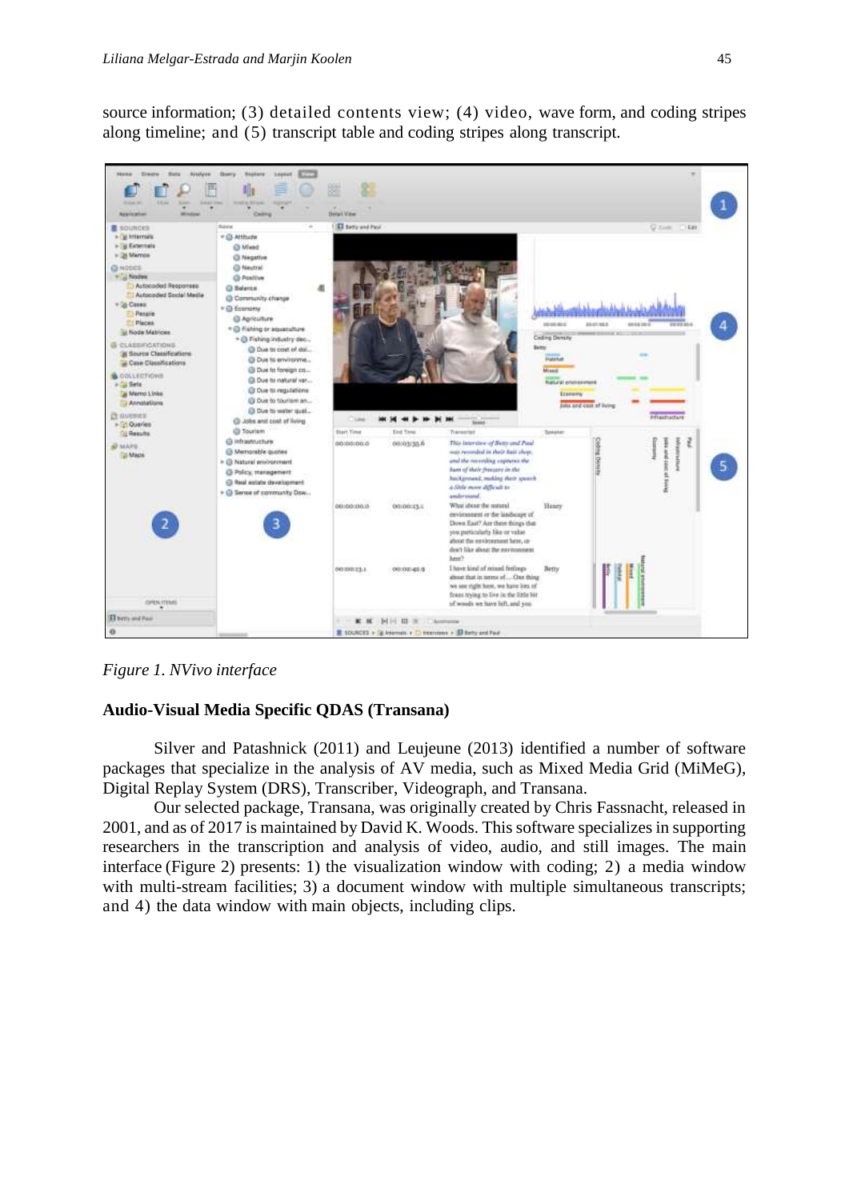source information; (3) detailed contents view; (4) video, wave form, and coding stripes along timeline; and (5) transcript table and coding stripes along transcript.

*Figure 1. NVivo interface*

**Audio-Visual Media Specific QDAS (Transana)**

Silver and Patashnick (2011) and Leujeune (2013) identified a number of software packages that specialize in the analysis of AV media, such as Mixed Media Grid (MiMeG), Digital Replay System (DRS), Transcriber, Videograph, and Transana.

Our selected package, Transana, was originally created by Chris Fassnacht, released in 2001, and as of 2017 is maintained by David K. Woods. This software specializes in supporting researchers in the transcription and analysis of video, audio, and still images. The main interface (Figure 2) presents: 1) the visualization window with coding; 2) a media window with multi-stream facilities; 3) a document window with multiple simultaneous transcripts; and 4) the data window with main objects, including clips.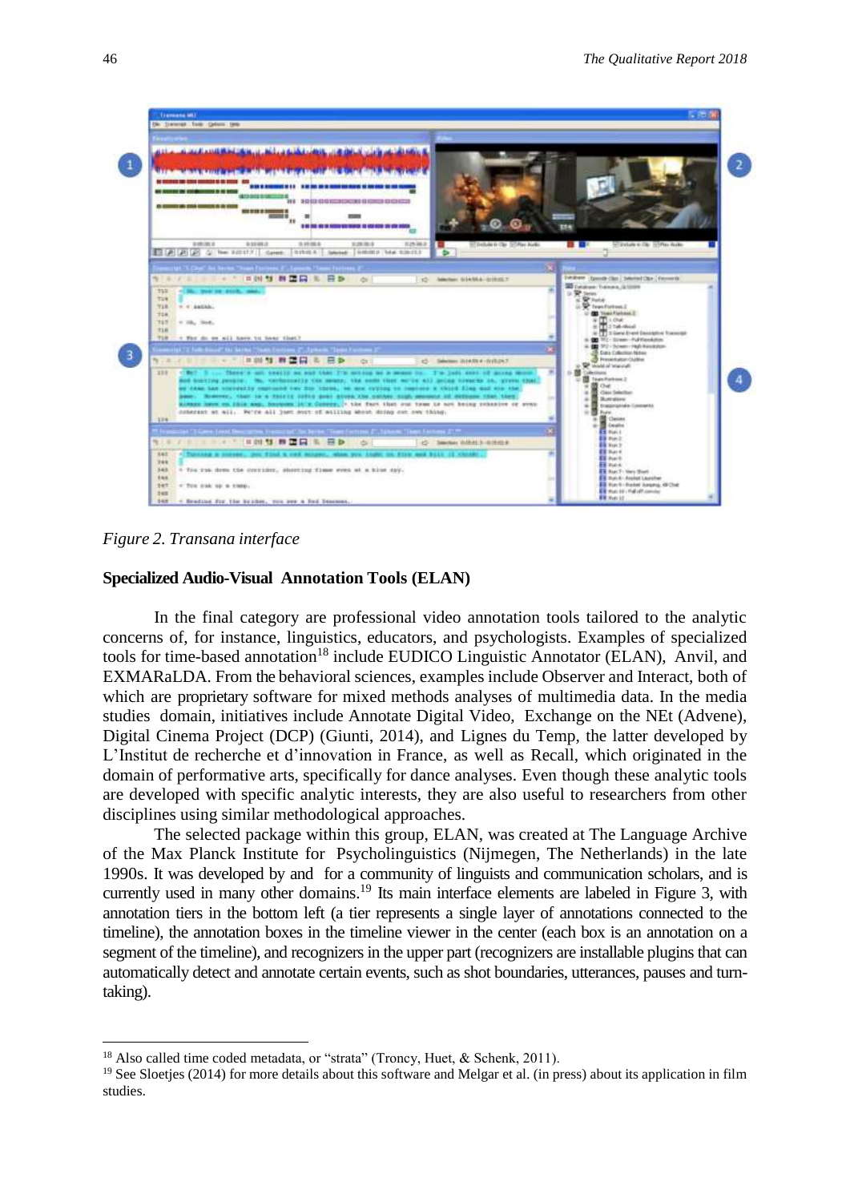*Figure 2. Transana interface*

**Specialized Audio-Visual Annotation Tools (ELAN)**

In the final category are professional video annotation tools tailored to the analytic concerns of, for instance, linguistics, educators, and psychologists. Examples of specialized tools for time-based annotation[18] include EUDICO Linguistic Annotator (ELAN), Anvil, and EXMARaLDA. From the behavioral sciences, examples include Observer and Interact, both of which are proprietary software for mixed methods analyses of multimedia data. In the media studies domain, initiatives include Annotate Digital Video, Exchange on the NEt (Advene), Digital Cinema Project (DCP) (Giunti, 2014), and Lignes du Temp, the latter developed by L'Institut de recherche et d'innovation in France, as well as Recall, which originated in the domain of performative arts, specifically for dance analyses. Even though these analytic tools are developed with specific analytic interests, they are also useful to researchers from other disciplines using similar methodological approaches.

The selected package within this group, ELAN, was created at The Language Archive of the Max Planck Institute for Psycholinguistics (Nijmegen, The Netherlands) in the late 1990s. It was developed by and for a community of linguists and communication scholars, and is currently used in many other domains.[19] Its main interface elements are labeled in Figure 3, with annotation tiers in the bottom left (a tier represents a single layer of annotations connected to the timeline), the annotation boxes in the timeline viewer in the center (each box is an annotation on a segment of the timeline), and recognizers in the upper part (recognizers are installable plugins that can automatically detect and annotate certain events, such as shot boundaries, utterances, pauses and turn-taking).

[18] Also called time coded metadata, or "strata" (Troncy, Huet, & Schenk, 2011).

[19] See Sloetjes (2014) for more details about this software and Melgar et al. (in press) about its application in film studies.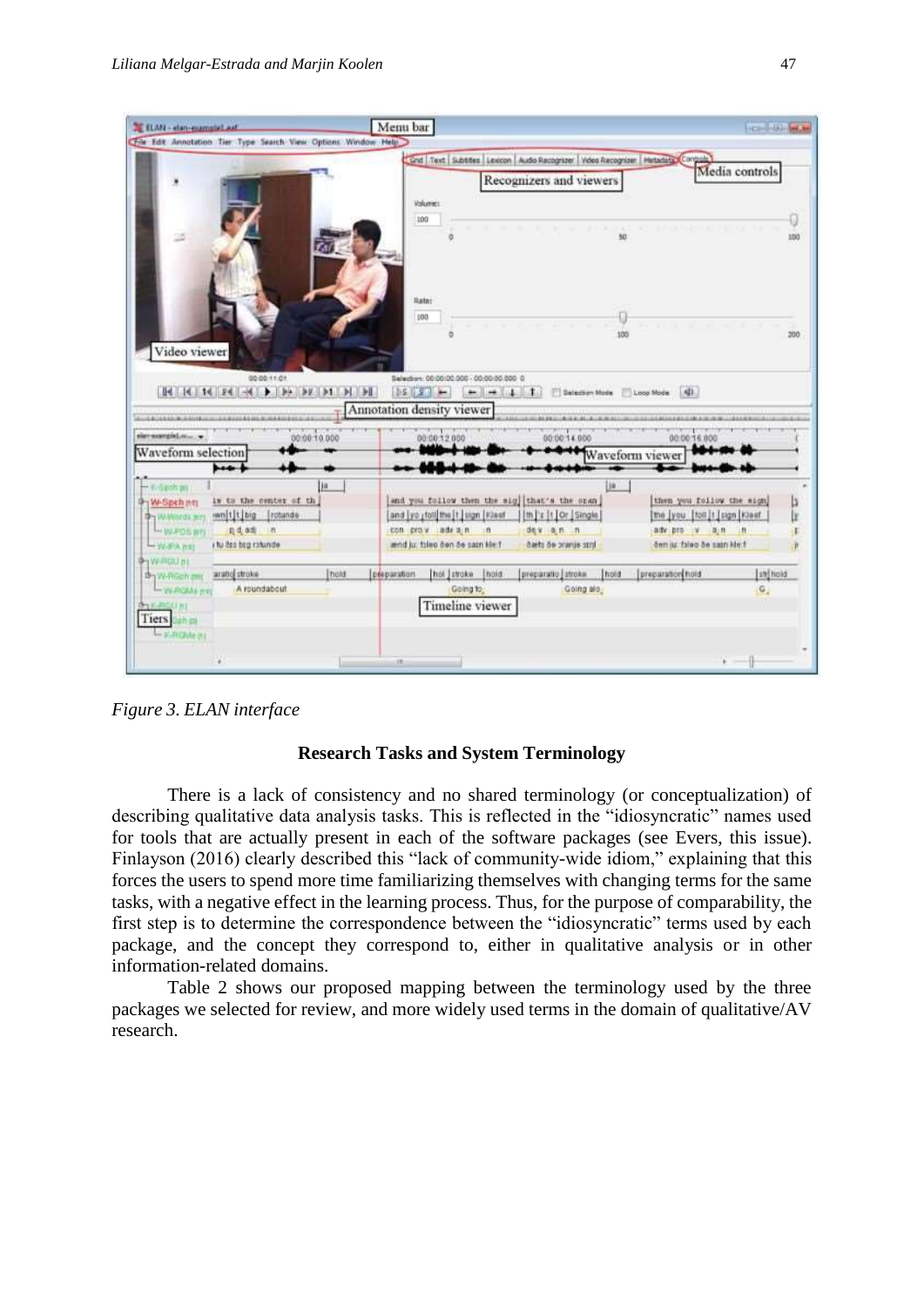*Figure 3. ELAN interface*

## Research Tasks and System Terminology

There is a lack of consistency and no shared terminology (or conceptualization) of describing qualitative data analysis tasks. This is reflected in the "idiosyncratic" names used for tools that are actually present in each of the software packages (see Evers, this issue). Finlayson (2016) clearly described this "lack of community-wide idiom," explaining that this forces the users to spend more time familiarizing themselves with changing terms for the same tasks, with a negative effect in the learning process. Thus, for the purpose of comparability, the first step is to determine the correspondence between the "idiosyncratic" terms used by each package, and the concept they correspond to, either in qualitative analysis or in other information-related domains.

Table 2 shows our proposed mapping between the terminology used by the three packages we selected for review, and more widely used terms in the domain of qualitative/AV research.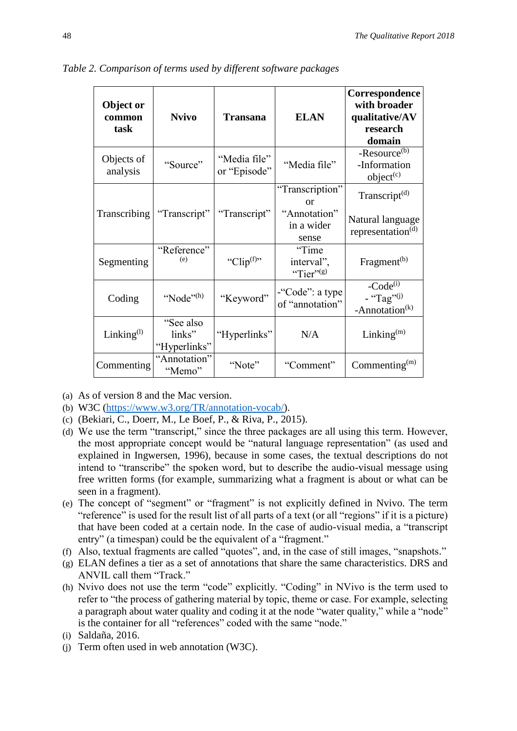*Table 2. Comparison of terms used by different software packages*

| Object or common task | Nvivo | Transana | ELAN | Correspondence with broader qualitative/AV research domain |
|---|---|---|---|---|
| Objects of analysis | "Source" | "Media file" or "Episode" | "Media file" | -Resource[(b)] -Information object[(c)] |
| Transcribing | "Transcript" | "Transcript" | "Transcription" or "Annotation" in a wider sense | Transcript[(d)] Natural language representation[(d)] |
| Segmenting | "Reference" [(e)] | "Clip[(f)]" | "Time interval", "Tier"[(g)] | Fragment[(b)] |
| Coding | "Node"[(h)] | "Keyword" | -"Code": a type of "annotation" | -Code[(i)] - "Tag"[(j)] -Annotation[(k)] |
| Linking[(l)] | "See also links" "Hyperlinks" | "Hyperlinks" | N/A | Linking[(m)] |
| Commenting | "Annotation" "Memo" | "Note" | "Comment" | Commenting[(m)] |

(a) As of version 8 and the Mac version.
(b) W3C (https://www.w3.org/TR/annotation-vocab/).
(c) (Bekiari, C., Doerr, M., Le Boef, P., & Riva, P., 2015).
(d) We use the term "transcript," since the three packages are all using this term. However, the most appropriate concept would be "natural language representation" (as used and explained in Ingwersen, 1996), because in some cases, the textual descriptions do not intend to "transcribe" the spoken word, but to describe the audio-visual message using free written forms (for example, summarizing what a fragment is about or what can be seen in a fragment).
(e) The concept of "segment" or "fragment" is not explicitly defined in Nvivo. The term "reference" is used for the result list of all parts of a text (or all "regions" if it is a picture) that have been coded at a certain node. In the case of audio-visual media, a "transcript entry" (a timespan) could be the equivalent of a "fragment."
(f) Also, textual fragments are called "quotes", and, in the case of still images, "snapshots."
(g) ELAN defines a tier as a set of annotations that share the same characteristics. DRS and ANVIL call them "Track."
(h) Nvivo does not use the term "code" explicitly. "Coding" in NVivo is the term used to refer to "the process of gathering material by topic, theme or case. For example, selecting a paragraph about water quality and coding it at the node "water quality," while a "node" is the container for all "references" coded with the same "node."
(i) Saldaña, 2016.
(j) Term often used in web annotation (W3C).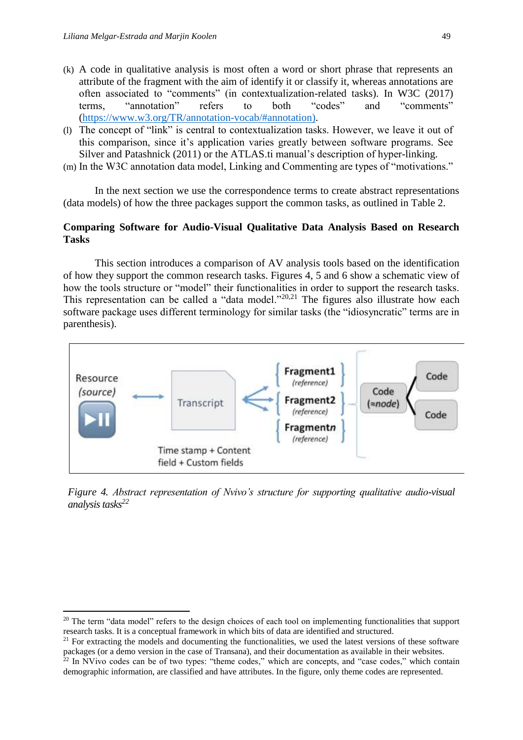(k) A code in qualitative analysis is most often a word or short phrase that represents an attribute of the fragment with the aim of identify it or classify it, whereas annotations are often associated to "comments" (in contextualization-related tasks). In W3C (2017) terms, "annotation" refers to both "codes" and "comments" (https://www.w3.org/TR/annotation-vocab/#annotation).

(l) The concept of "link" is central to contextualization tasks. However, we leave it out of this comparison, since it's application varies greatly between software programs. See Silver and Patashnick (2011) or the ATLAS.ti manual's description of hyper-linking.

(m) In the W3C annotation data model, Linking and Commenting are types of "motivations."

In the next section we use the correspondence terms to create abstract representations (data models) of how the three packages support the common tasks, as outlined in Table 2.

## Comparing Software for Audio-Visual Qualitative Data Analysis Based on Research Tasks

This section introduces a comparison of AV analysis tools based on the identification of how they support the common research tasks. Figures 4, 5 and 6 show a schematic view of how the tools structure or "model" their functionalities in order to support the research tasks. This representation can be called a "data model."[20,21] The figures also illustrate how each software package uses different terminology for similar tasks (the "idiosyncratic" terms are in parenthesis).

Resource *(source)* ⟷ Transcript ⟷ Fragment1 *(reference)*, Fragment2 *(reference)*, Fragment*n* *(reference)* — Code *(≈node)* — Code, Code

Time stamp + Content field + Custom fields

*Figure 4. Abstract representation of Nvivo's structure for supporting qualitative audio-visual analysis tasks*[22]

[20] The term "data model" refers to the design choices of each tool on implementing functionalities that support research tasks. It is a conceptual framework in which bits of data are identified and structured.

[21] For extracting the models and documenting the functionalities, we used the latest versions of these software packages (or a demo version in the case of Transana), and their documentation as available in their websites.

[22] In NVivo codes can be of two types: "theme codes," which are concepts, and "case codes," which contain demographic information, are classified and have attributes. In the figure, only theme codes are represented.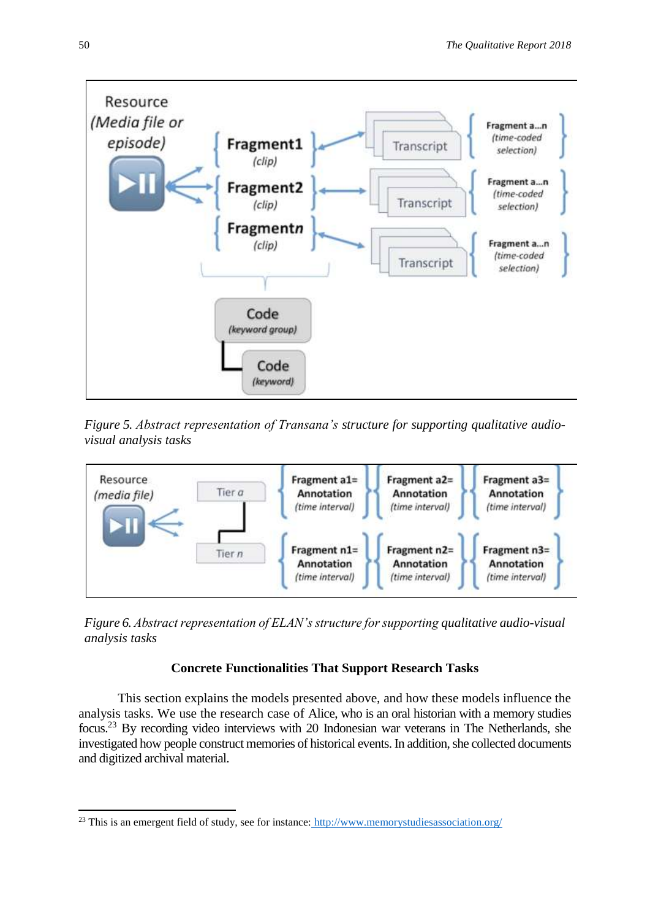*Figure 5.* *Abstract representation of Transana's structure for supporting qualitative audio-visual analysis tasks*

*Figure 6.* *Abstract representation of ELAN's structure for supporting qualitative audio-visual analysis tasks*

## Concrete Functionalities That Support Research Tasks

This section explains the models presented above, and how these models influence the analysis tasks. We use the research case of Alice, who is an oral historian with a memory studies focus.[23] By recording video interviews with 20 Indonesian war veterans in The Netherlands, she investigated how people construct memories of historical events. In addition, she collected documents and digitized archival material.

[23] This is an emergent field of study, see for instance: http://www.memorystudiesassociation.org/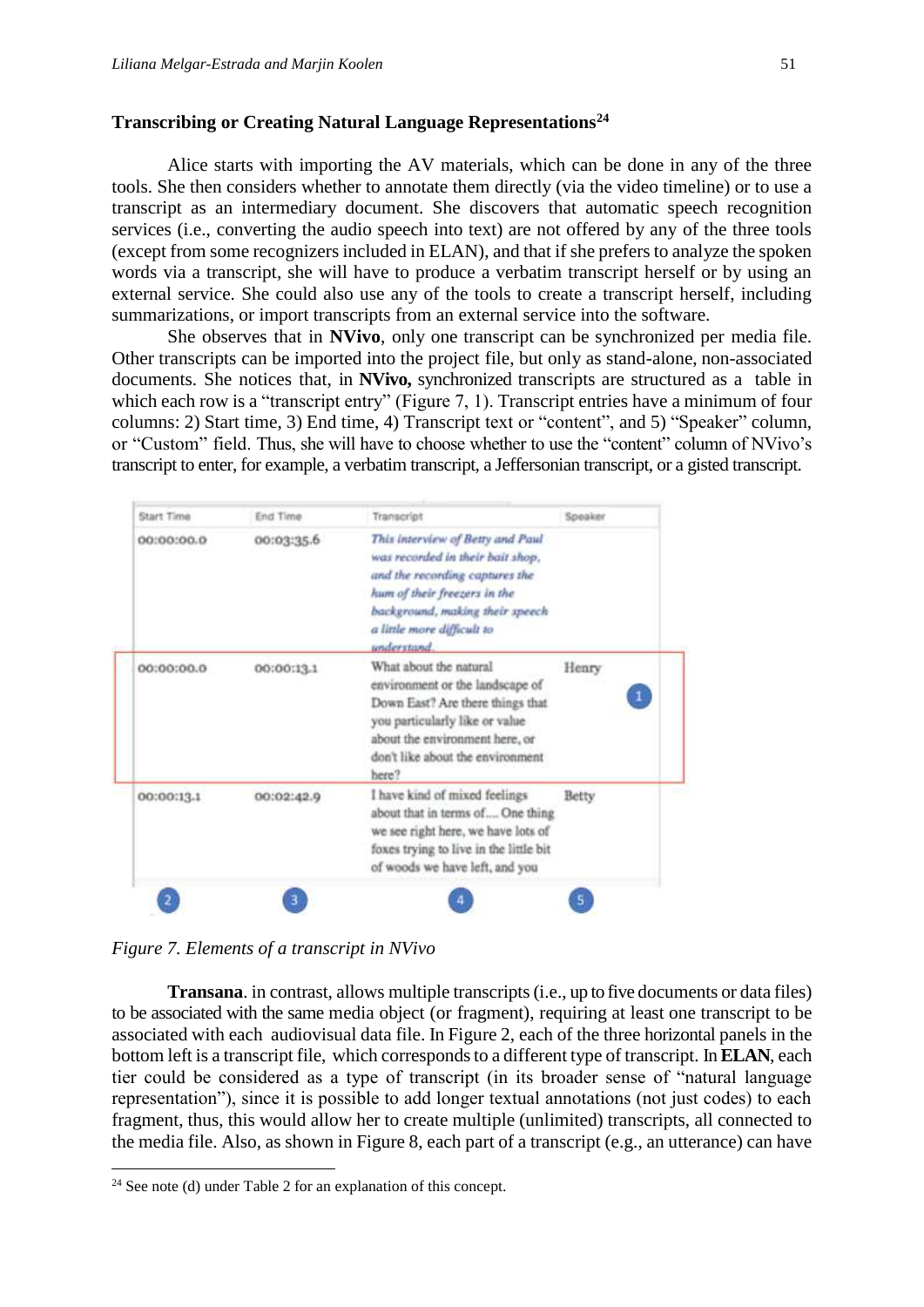### Transcribing or Creating Natural Language Representations[24]

Alice starts with importing the AV materials, which can be done in any of the three tools. She then considers whether to annotate them directly (via the video timeline) or to use a transcript as an intermediary document. She discovers that automatic speech recognition services (i.e., converting the audio speech into text) are not offered by any of the three tools (except from some recognizers included in ELAN), and that if she prefers to analyze the spoken words via a transcript, she will have to produce a verbatim transcript herself or by using an external service. She could also use any of the tools to create a transcript herself, including summarizations, or import transcripts from an external service into the software.

She observes that in **NVivo**, only one transcript can be synchronized per media file. Other transcripts can be imported into the project file, but only as stand-alone, non-associated documents. She notices that, in **NVivo,** synchronized transcripts are structured as a table in which each row is a "transcript entry" (Figure 7, 1). Transcript entries have a minimum of four columns: 2) Start time, 3) End time, 4) Transcript text or "content", and 5) "Speaker" column, or "Custom" field. Thus, she will have to choose whether to use the "content" column of NVivo's transcript to enter, for example, a verbatim transcript, a Jeffersonian transcript, or a gisted transcript.

| Start Time | End Time | Transcript | Speaker |
|---|---|---|---|
| 00:00:00.0 | 00:03:35.6 | *This interview of Betty and Paul was recorded in their bait shop, and the recording captures the hum of their freezers in the background, making their speech a little more difficult to understand.* | |
| 00:00:00.0 | 00:00:13.1 | What about the natural environment or the landscape of Down East? Are there things that you particularly like or value about the environment here, or don't like about the environment here? | Henry (1) |
| 00:00:13.1 | 00:02:42.9 | I have kind of mixed feelings about that in terms of.... One thing we see right here, we have lots of foxes trying to live in the little bit of woods we have left, and you | Betty |
| (2) | (3) | (4) | (5) |

*Figure 7. Elements of a transcript in NVivo*

**Transana**. in contrast, allows multiple transcripts (i.e., up to five documents or data files) to be associated with the same media object (or fragment), requiring at least one transcript to be associated with each audiovisual data file. In Figure 2, each of the three horizontal panels in the bottom left is a transcript file, which corresponds to a different type of transcript. In **ELAN**, each tier could be considered as a type of transcript (in its broader sense of "natural language representation"), since it is possible to add longer textual annotations (not just codes) to each fragment, thus, this would allow her to create multiple (unlimited) transcripts, all connected to the media file. Also, as shown in Figure 8, each part of a transcript (e.g., an utterance) can have

[24] See note (d) under Table 2 for an explanation of this concept.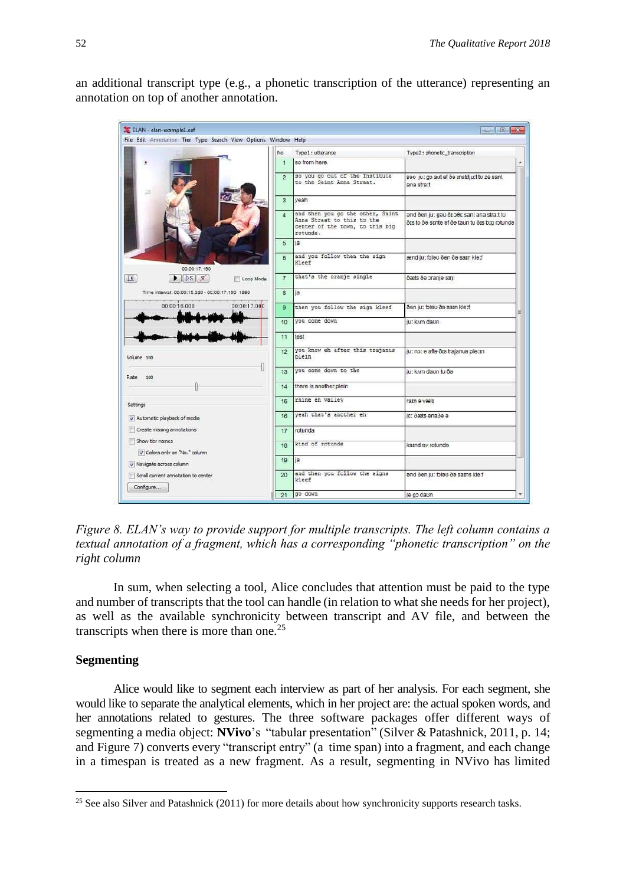an additional transcript type (e.g., a phonetic transcription of the utterance) representing an annotation on top of another annotation.

*Figure 8. ELAN's way to provide support for multiple transcripts. The left column contains a textual annotation of a fragment, which has a corresponding "phonetic transcription" on the right column*

In sum, when selecting a tool, Alice concludes that attention must be paid to the type and number of transcripts that the tool can handle (in relation to what she needs for her project), as well as the available synchronicity between transcript and AV file, and between the transcripts when there is more than one.[25]

## Segmenting

Alice would like to segment each interview as part of her analysis. For each segment, she would like to separate the analytical elements, which in her project are: the actual spoken words, and her annotations related to gestures. The three software packages offer different ways of segmenting a media object: **NVivo**'s "tabular presentation" (Silver & Patashnick, 2011, p. 14; and Figure 7) converts every "transcript entry" (a time span) into a fragment, and each change in a timespan is treated as a new fragment. As a result, segmenting in NVivo has limited

[25] See also Silver and Patashnick (2011) for more details about how synchronicity supports research tasks.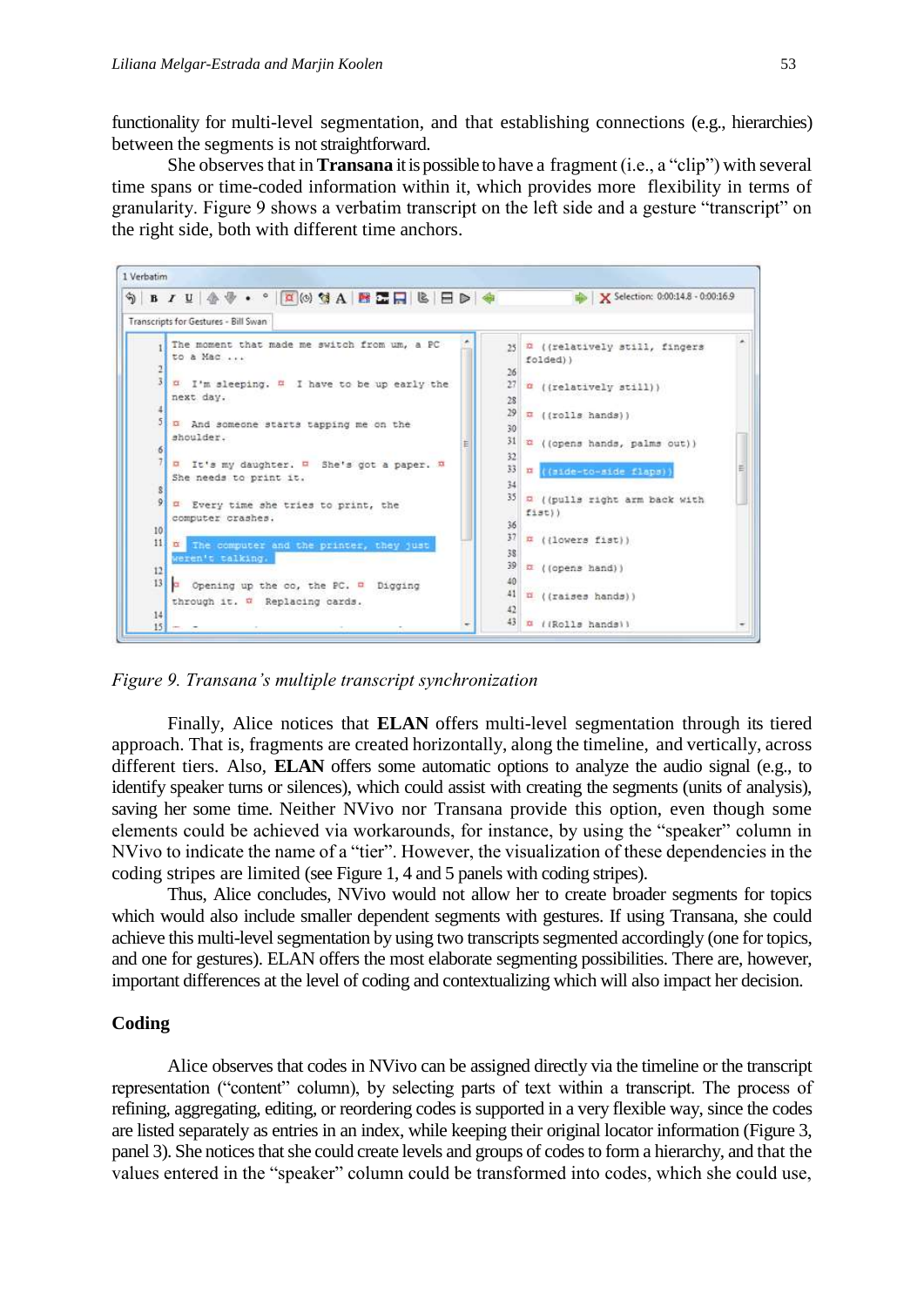functionality for multi-level segmentation, and that establishing connections (e.g., hierarchies) between the segments is not straightforward.

She observes that in **Transana** it is possible to have a fragment (i.e., a "clip") with several time spans or time-coded information within it, which provides more flexibility in terms of granularity. Figure 9 shows a verbatim transcript on the left side and a gesture "transcript" on the right side, both with different time anchors.

*Figure 9. Transana's multiple transcript synchronization*

Finally, Alice notices that **ELAN** offers multi-level segmentation through its tiered approach. That is, fragments are created horizontally, along the timeline, and vertically, across different tiers. Also, **ELAN** offers some automatic options to analyze the audio signal (e.g., to identify speaker turns or silences), which could assist with creating the segments (units of analysis), saving her some time. Neither NVivo nor Transana provide this option, even though some elements could be achieved via workarounds, for instance, by using the "speaker" column in NVivo to indicate the name of a "tier". However, the visualization of these dependencies in the coding stripes are limited (see Figure 1, 4 and 5 panels with coding stripes).

Thus, Alice concludes, NVivo would not allow her to create broader segments for topics which would also include smaller dependent segments with gestures. If using Transana, she could achieve this multi-level segmentation by using two transcripts segmented accordingly (one for topics, and one for gestures). ELAN offers the most elaborate segmenting possibilities. There are, however, important differences at the level of coding and contextualizing which will also impact her decision.

## Coding

Alice observes that codes in NVivo can be assigned directly via the timeline or the transcript representation ("content" column), by selecting parts of text within a transcript. The process of refining, aggregating, editing, or reordering codes is supported in a very flexible way, since the codes are listed separately as entries in an index, while keeping their original locator information (Figure 3, panel 3). She notices that she could create levels and groups of codes to form a hierarchy, and that the values entered in the "speaker" column could be transformed into codes, which she could use,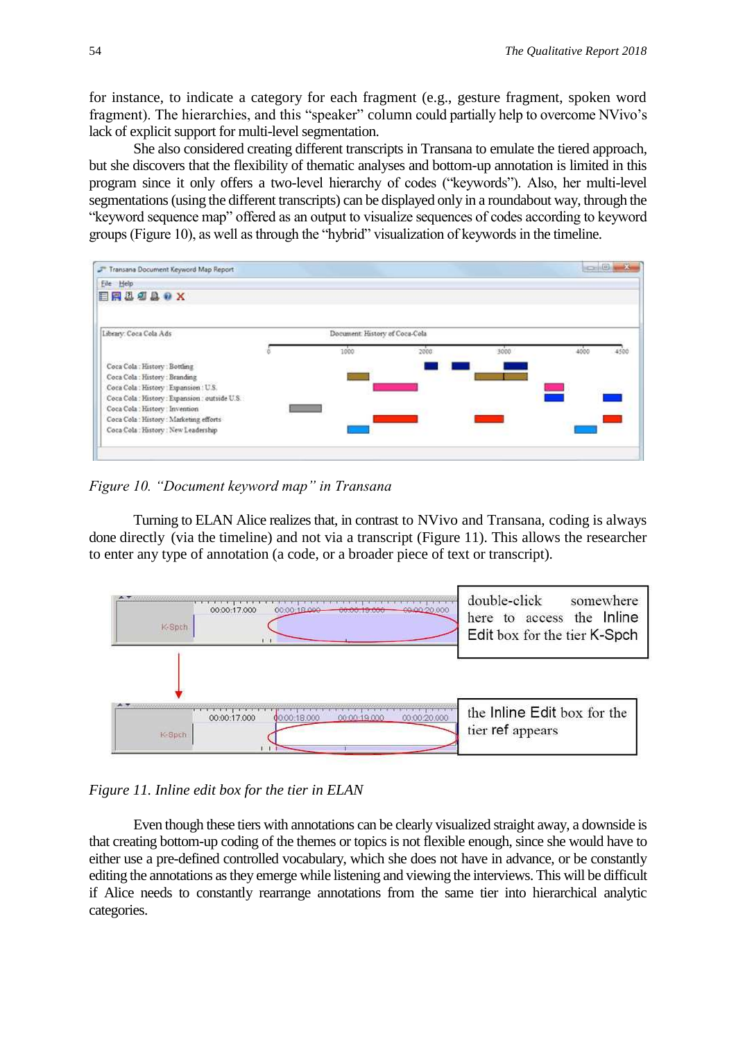for instance, to indicate a category for each fragment (e.g., gesture fragment, spoken word fragment). The hierarchies, and this "speaker" column could partially help to overcome NVivo's lack of explicit support for multi-level segmentation.

She also considered creating different transcripts in Transana to emulate the tiered approach, but she discovers that the flexibility of thematic analyses and bottom-up annotation is limited in this program since it only offers a two-level hierarchy of codes ("keywords"). Also, her multi-level segmentations (using the different transcripts) can be displayed only in a roundabout way, through the "keyword sequence map" offered as an output to visualize sequences of codes according to keyword groups (Figure 10), as well as through the "hybrid" visualization of keywords in the timeline.

*Figure 10. "Document keyword map" in Transana*

Turning to ELAN Alice realizes that, in contrast to NVivo and Transana, coding is always done directly (via the timeline) and not via a transcript (Figure 11). This allows the researcher to enter any type of annotation (a code, or a broader piece of text or transcript).

*Figure 11. Inline edit box for the tier in ELAN*

Even though these tiers with annotations can be clearly visualized straight away, a downside is that creating bottom-up coding of the themes or topics is not flexible enough, since she would have to either use a pre-defined controlled vocabulary, which she does not have in advance, or be constantly editing the annotations as they emerge while listening and viewing the interviews. This will be difficult if Alice needs to constantly rearrange annotations from the same tier into hierarchical analytic categories.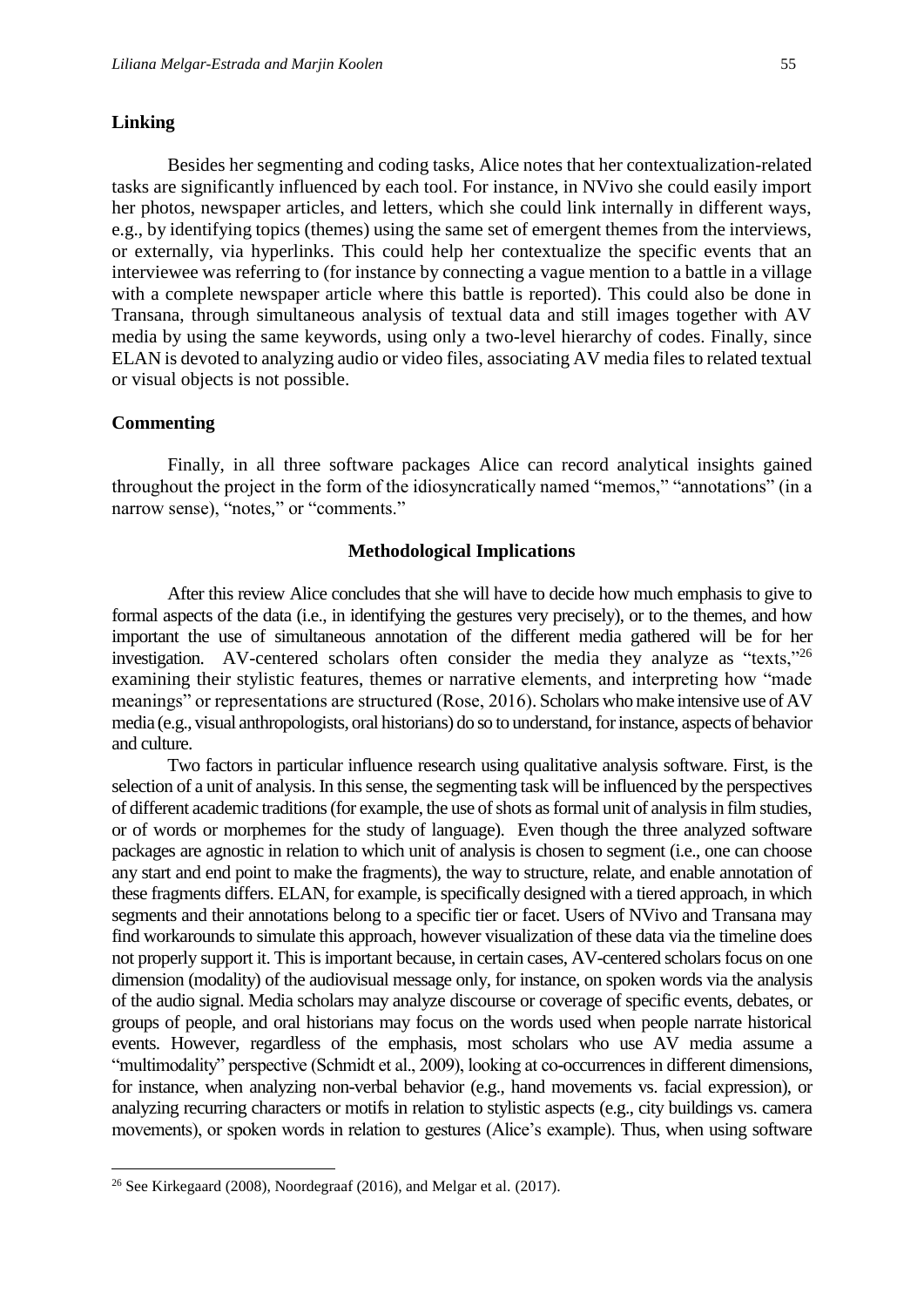### Linking

Besides her segmenting and coding tasks, Alice notes that her contextualization-related tasks are significantly influenced by each tool. For instance, in NVivo she could easily import her photos, newspaper articles, and letters, which she could link internally in different ways, e.g., by identifying topics (themes) using the same set of emergent themes from the interviews, or externally, via hyperlinks. This could help her contextualize the specific events that an interviewee was referring to (for instance by connecting a vague mention to a battle in a village with a complete newspaper article where this battle is reported). This could also be done in Transana, through simultaneous analysis of textual data and still images together with AV media by using the same keywords, using only a two-level hierarchy of codes. Finally, since ELAN is devoted to analyzing audio or video files, associating AV media files to related textual or visual objects is not possible.

### Commenting

Finally, in all three software packages Alice can record analytical insights gained throughout the project in the form of the idiosyncratically named "memos," "annotations" (in a narrow sense), "notes," or "comments."

## Methodological Implications

After this review Alice concludes that she will have to decide how much emphasis to give to formal aspects of the data (i.e., in identifying the gestures very precisely), or to the themes, and how important the use of simultaneous annotation of the different media gathered will be for her investigation. AV-centered scholars often consider the media they analyze as "texts,"[26] examining their stylistic features, themes or narrative elements, and interpreting how "made meanings" or representations are structured (Rose, 2016). Scholars who make intensive use of AV media (e.g., visual anthropologists, oral historians) do so to understand, for instance, aspects of behavior and culture.

Two factors in particular influence research using qualitative analysis software. First, is the selection of a unit of analysis. In this sense, the segmenting task will be influenced by the perspectives of different academic traditions (for example, the use of shots as formal unit of analysis in film studies, or of words or morphemes for the study of language). Even though the three analyzed software packages are agnostic in relation to which unit of analysis is chosen to segment (i.e., one can choose any start and end point to make the fragments), the way to structure, relate, and enable annotation of these fragments differs. ELAN, for example, is specifically designed with a tiered approach, in which segments and their annotations belong to a specific tier or facet. Users of NVivo and Transana may find workarounds to simulate this approach, however visualization of these data via the timeline does not properly support it. This is important because, in certain cases, AV-centered scholars focus on one dimension (modality) of the audiovisual message only, for instance, on spoken words via the analysis of the audio signal. Media scholars may analyze discourse or coverage of specific events, debates, or groups of people, and oral historians may focus on the words used when people narrate historical events. However, regardless of the emphasis, most scholars who use AV media assume a "multimodality" perspective (Schmidt et al., 2009), looking at co-occurrences in different dimensions, for instance, when analyzing non-verbal behavior (e.g., hand movements vs. facial expression), or analyzing recurring characters or motifs in relation to stylistic aspects (e.g., city buildings vs. camera movements), or spoken words in relation to gestures (Alice's example). Thus, when using software

[26] See Kirkegaard (2008), Noordegraaf (2016), and Melgar et al. (2017).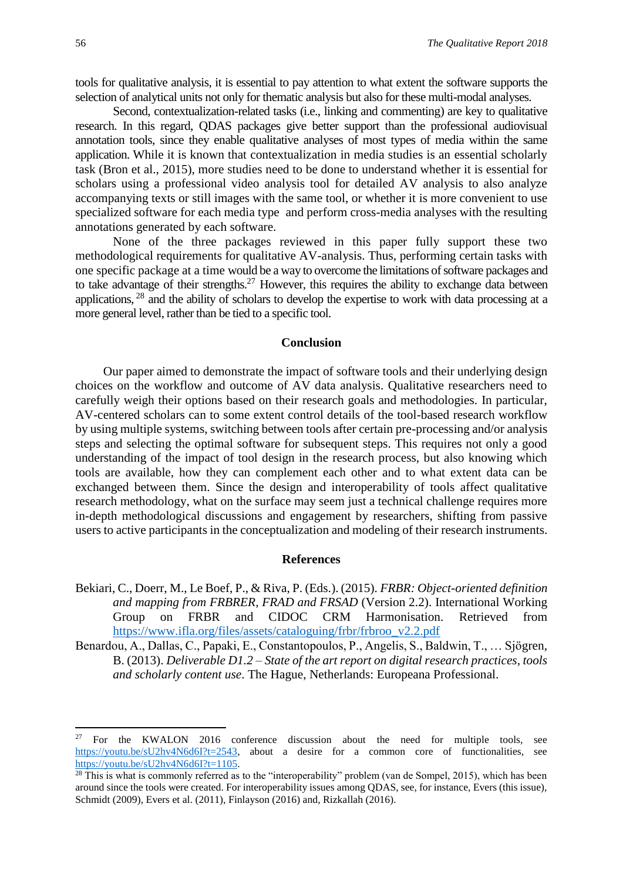tools for qualitative analysis, it is essential to pay attention to what extent the software supports the selection of analytical units not only for thematic analysis but also for these multi-modal analyses.

Second, contextualization-related tasks (i.e., linking and commenting) are key to qualitative research. In this regard, QDAS packages give better support than the professional audiovisual annotation tools, since they enable qualitative analyses of most types of media within the same application. While it is known that contextualization in media studies is an essential scholarly task (Bron et al., 2015), more studies need to be done to understand whether it is essential for scholars using a professional video analysis tool for detailed AV analysis to also analyze accompanying texts or still images with the same tool, or whether it is more convenient to use specialized software for each media type and perform cross-media analyses with the resulting annotations generated by each software.

None of the three packages reviewed in this paper fully support these two methodological requirements for qualitative AV-analysis. Thus, performing certain tasks with one specific package at a time would be a way to overcome the limitations of software packages and to take advantage of their strengths.[27] However, this requires the ability to exchange data between applications, [28] and the ability of scholars to develop the expertise to work with data processing at a more general level, rather than be tied to a specific tool.

## Conclusion

Our paper aimed to demonstrate the impact of software tools and their underlying design choices on the workflow and outcome of AV data analysis. Qualitative researchers need to carefully weigh their options based on their research goals and methodologies. In particular, AV-centered scholars can to some extent control details of the tool-based research workflow by using multiple systems, switching between tools after certain pre-processing and/or analysis steps and selecting the optimal software for subsequent steps. This requires not only a good understanding of the impact of tool design in the research process, but also knowing which tools are available, how they can complement each other and to what extent data can be exchanged between them. Since the design and interoperability of tools affect qualitative research methodology, what on the surface may seem just a technical challenge requires more in-depth methodological discussions and engagement by researchers, shifting from passive users to active participants in the conceptualization and modeling of their research instruments.

## References

Bekiari, C., Doerr, M., Le Boef, P., & Riva, P. (Eds.). (2015). *FRBR: Object-oriented definition and mapping from FRBRER, FRAD and FRSAD* (Version 2.2). International Working Group on FRBR and CIDOC CRM Harmonisation. Retrieved from https://www.ifla.org/files/assets/cataloguing/frbr/frbroo_v2.2.pdf

Benardou, A., Dallas, C., Papaki, E., Constantopoulos, P., Angelis, S., Baldwin, T., … Sjögren, B. (2013). *Deliverable D1.2 – State of the art report on digital research practices, tools and scholarly content use*. The Hague, Netherlands: Europeana Professional.

---

[27] For the KWALON 2016 conference discussion about the need for multiple tools, see https://youtu.be/sU2hv4N6d6I?t=2543, about a desire for a common core of functionalities, see https://youtu.be/sU2hv4N6d6I?t=1105.

[28] This is what is commonly referred as to the "interoperability" problem (van de Sompel, 2015), which has been around since the tools were created. For interoperability issues among QDAS, see, for instance, Evers (this issue), Schmidt (2009), Evers et al. (2011), Finlayson (2016) and, Rizkallah (2016).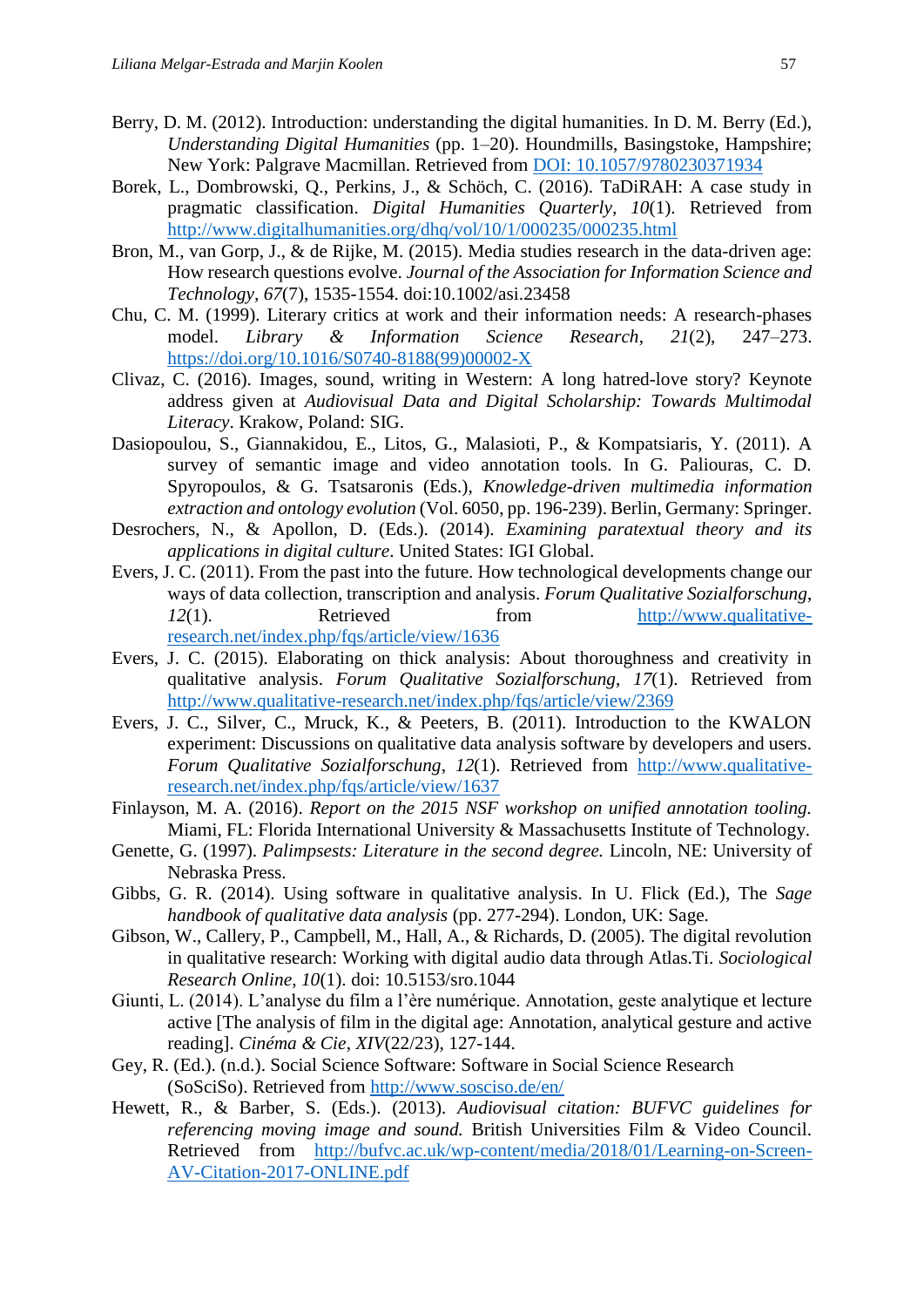Berry, D. M. (2012). Introduction: understanding the digital humanities. In D. M. Berry (Ed.), *Understanding Digital Humanities* (pp. 1–20). Houndmills, Basingstoke, Hampshire; New York: Palgrave Macmillan. Retrieved from DOI: 10.1057/9780230371934

Borek, L., Dombrowski, Q., Perkins, J., & Schöch, C. (2016). TaDiRAH: A case study in pragmatic classification. *Digital Humanities Quarterly, 10*(1). Retrieved from http://www.digitalhumanities.org/dhq/vol/10/1/000235/000235.html

Bron, M., van Gorp, J., & de Rijke, M. (2015). Media studies research in the data-driven age: How research questions evolve. *Journal of the Association for Information Science and Technology, 67*(7), 1535-1554. doi:10.1002/asi.23458

Chu, C. M. (1999). Literary critics at work and their information needs: A research-phases model. *Library & Information Science Research*, *21*(2), 247–273. https://doi.org/10.1016/S0740-8188(99)00002-X

Clivaz, C. (2016). Images, sound, writing in Western: A long hatred-love story? Keynote address given at *Audiovisual Data and Digital Scholarship: Towards Multimodal Literacy*. Krakow, Poland: SIG.

Dasiopoulou, S., Giannakidou, E., Litos, G., Malasioti, P., & Kompatsiaris, Y. (2011). A survey of semantic image and video annotation tools. In G. Paliouras, C. D. Spyropoulos, & G. Tsatsaronis (Eds.), *Knowledge-driven multimedia information extraction and ontology evolution* (Vol. 6050, pp. 196-239). Berlin, Germany: Springer.

Desrochers, N., & Apollon, D. (Eds.). (2014). *Examining paratextual theory and its applications in digital culture*. United States: IGI Global.

Evers, J. C. (2011). From the past into the future. How technological developments change our ways of data collection, transcription and analysis. *Forum Qualitative Sozialforschung*, *12*(1). Retrieved from http://www.qualitative-research.net/index.php/fqs/article/view/1636

Evers, J. C. (2015). Elaborating on thick analysis: About thoroughness and creativity in qualitative analysis. *Forum Qualitative Sozialforschung*, *17*(1). Retrieved from http://www.qualitative-research.net/index.php/fqs/article/view/2369

Evers, J. C., Silver, C., Mruck, K., & Peeters, B. (2011). Introduction to the KWALON experiment: Discussions on qualitative data analysis software by developers and users. *Forum Qualitative Sozialforschung*, *12*(1). Retrieved from http://www.qualitative-research.net/index.php/fqs/article/view/1637

Finlayson, M. A. (2016). *Report on the 2015 NSF workshop on unified annotation tooling.* Miami, FL: Florida International University & Massachusetts Institute of Technology.

Genette, G. (1997). *Palimpsests: Literature in the second degree.* Lincoln, NE: University of Nebraska Press.

Gibbs, G. R. (2014). Using software in qualitative analysis. In U. Flick (Ed.), The *Sage handbook of qualitative data analysis* (pp. 277-294). London, UK: Sage.

Gibson, W., Callery, P., Campbell, M., Hall, A., & Richards, D. (2005). The digital revolution in qualitative research: Working with digital audio data through Atlas.Ti. *Sociological Research Online*, *10*(1). doi: 10.5153/sro.1044

Giunti, L. (2014). L'analyse du film a l'ère numérique. Annotation, geste analytique et lecture active [The analysis of film in the digital age: Annotation, analytical gesture and active reading]. *Cinéma & Cie*, *XIV*(22/23), 127-144.

Gey, R. (Ed.). (n.d.). Social Science Software: Software in Social Science Research (SoSciSo). Retrieved from http://www.sosciso.de/en/

Hewett, R., & Barber, S. (Eds.). (2013). *Audiovisual citation: BUFVC guidelines for referencing moving image and sound.* British Universities Film & Video Council. Retrieved from http://bufvc.ac.uk/wp-content/media/2018/01/Learning-on-Screen-AV-Citation-2017-ONLINE.pdf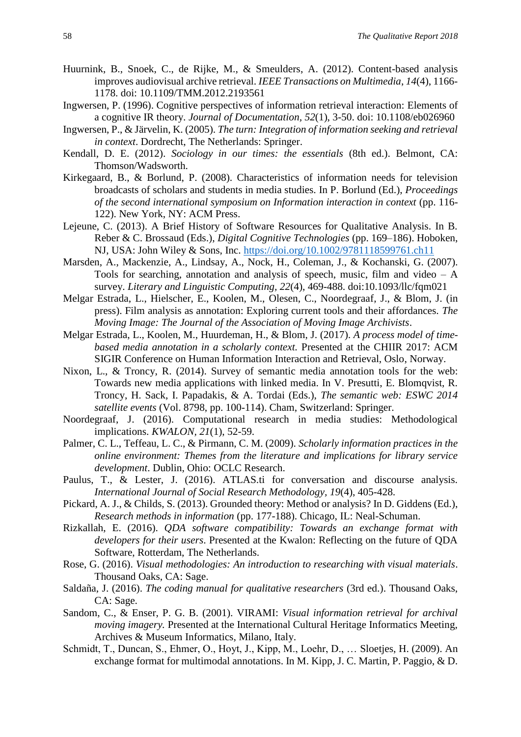Huurnink, B., Snoek, C., de Rijke, M., & Smeulders, A. (2012). Content-based analysis improves audiovisual archive retrieval. *IEEE Transactions on Multimedia*, *14*(4), 1166-1178. doi: 10.1109/TMM.2012.2193561

Ingwersen, P. (1996). Cognitive perspectives of information retrieval interaction: Elements of a cognitive IR theory. *Journal of Documentation*, *52*(1), 3-50. doi: 10.1108/eb026960

Ingwersen, P., & Järvelin, K. (2005). *The turn: Integration of information seeking and retrieval in context*. Dordrecht, The Netherlands: Springer.

Kendall, D. E. (2012). *Sociology in our times: the essentials* (8th ed.). Belmont, CA: Thomson/Wadsworth.

Kirkegaard, B., & Borlund, P. (2008). Characteristics of information needs for television broadcasts of scholars and students in media studies. In P. Borlund (Ed.), *Proceedings of the second international symposium on Information interaction in context* (pp. 116-122). New York, NY: ACM Press.

Lejeune, C. (2013). A Brief History of Software Resources for Qualitative Analysis. In B. Reber & C. Brossaud (Eds.), *Digital Cognitive Technologies* (pp. 169–186). Hoboken, NJ, USA: John Wiley & Sons, Inc. https://doi.org/10.1002/9781118599761.ch11

Marsden, A., Mackenzie, A., Lindsay, A., Nock, H., Coleman, J., & Kochanski, G. (2007). Tools for searching, annotation and analysis of speech, music, film and video – A survey. *Literary and Linguistic Computing*, *22*(4), 469-488. doi:10.1093/llc/fqm021

Melgar Estrada, L., Hielscher, E., Koolen, M., Olesen, C., Noordegraaf, J., & Blom, J. (in press). Film analysis as annotation: Exploring current tools and their affordances. *The Moving Image: The Journal of the Association of Moving Image Archivists*.

Melgar Estrada, L., Koolen, M., Huurdeman, H., & Blom, J. (2017). *A process model of time-based media annotation in a scholarly context.* Presented at the CHIIR 2017: ACM SIGIR Conference on Human Information Interaction and Retrieval, Oslo, Norway.

Nixon, L., & Troncy, R. (2014). Survey of semantic media annotation tools for the web: Towards new media applications with linked media. In V. Presutti, E. Blomqvist, R. Troncy, H. Sack, I. Papadakis, & A. Tordai (Eds.), *The semantic web: ESWC 2014 satellite events* (Vol. 8798, pp. 100-114). Cham, Switzerland: Springer.

Noordegraaf, J. (2016). Computational research in media studies: Methodological implications. *KWALON*, *21*(1), 52-59.

Palmer, C. L., Teffeau, L. C., & Pirmann, C. M. (2009). *Scholarly information practices in the online environment: Themes from the literature and implications for library service development*. Dublin, Ohio: OCLC Research.

Paulus, T., & Lester, J. (2016). ATLAS.ti for conversation and discourse analysis. *International Journal of Social Research Methodology*, *19*(4), 405-428.

Pickard, A. J., & Childs, S. (2013). Grounded theory: Method or analysis? In D. Giddens (Ed.), *Research methods in information* (pp. 177-188). Chicago, IL: Neal-Schuman.

Rizkallah, E. (2016). *QDA software compatibility: Towards an exchange format with developers for their users*. Presented at the Kwalon: Reflecting on the future of QDA Software, Rotterdam, The Netherlands.

Rose, G. (2016). *Visual methodologies: An introduction to researching with visual materials*. Thousand Oaks, CA: Sage.

Saldaña, J. (2016). *The coding manual for qualitative researchers* (3rd ed.). Thousand Oaks, CA: Sage.

Sandom, C., & Enser, P. G. B. (2001). VIRAMI: *Visual information retrieval for archival moving imagery.* Presented at the International Cultural Heritage Informatics Meeting, Archives & Museum Informatics, Milano, Italy.

Schmidt, T., Duncan, S., Ehmer, O., Hoyt, J., Kipp, M., Loehr, D., … Sloetjes, H. (2009). An exchange format for multimodal annotations. In M. Kipp, J. C. Martin, P. Paggio, & D.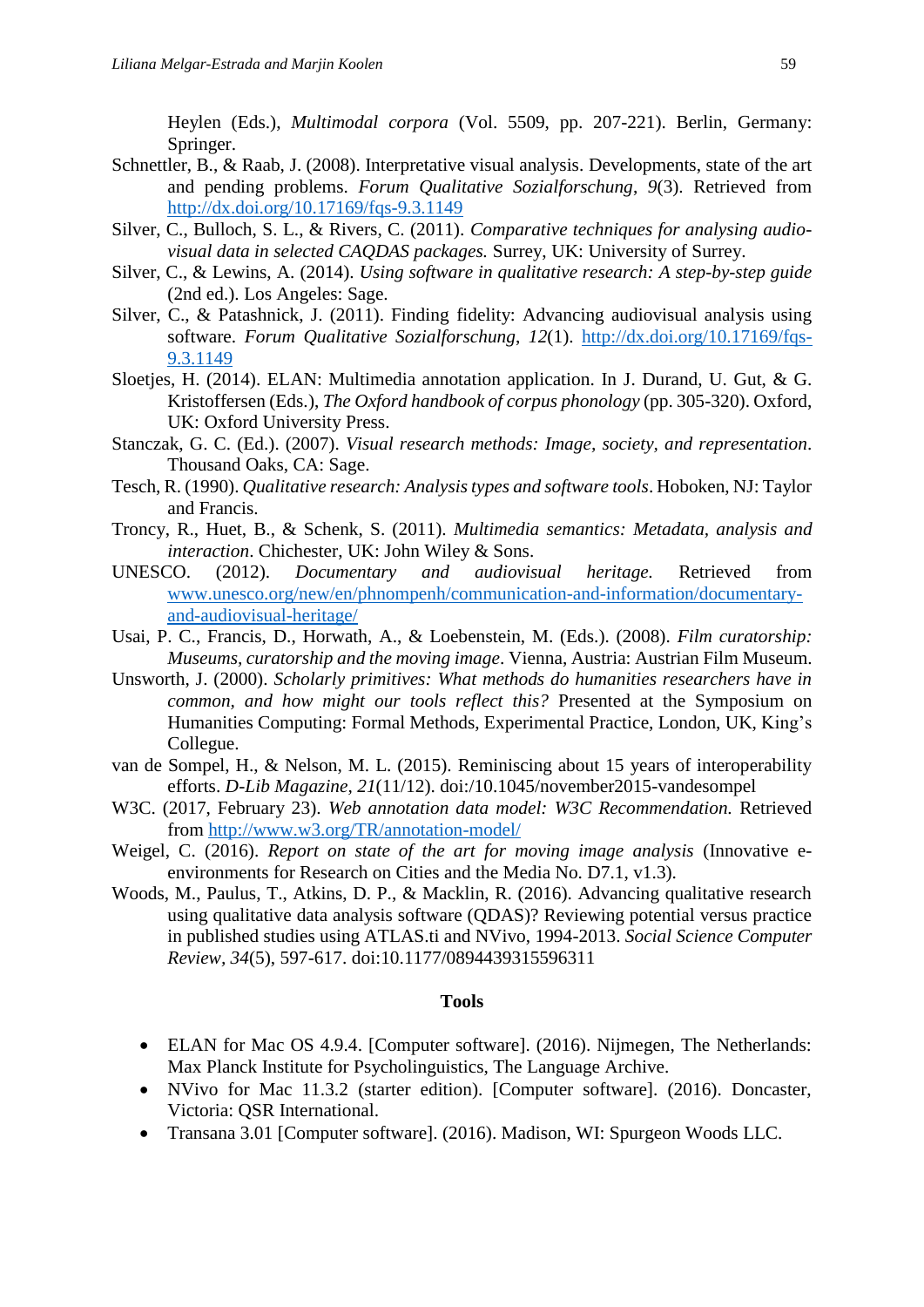Heylen (Eds.), *Multimodal corpora* (Vol. 5509, pp. 207-221). Berlin, Germany: Springer.

Schnettler, B., & Raab, J. (2008). Interpretative visual analysis. Developments, state of the art and pending problems. *Forum Qualitative Sozialforschung*, *9*(3). Retrieved from http://dx.doi.org/10.17169/fqs-9.3.1149

Silver, C., Bulloch, S. L., & Rivers, C. (2011). *Comparative techniques for analysing audio-visual data in selected CAQDAS packages.* Surrey, UK: University of Surrey.

Silver, C., & Lewins, A. (2014). *Using software in qualitative research: A step-by-step guide* (2nd ed.). Los Angeles: Sage.

Silver, C., & Patashnick, J. (2011). Finding fidelity: Advancing audiovisual analysis using software. *Forum Qualitative Sozialforschung*, *12*(1). http://dx.doi.org/10.17169/fqs-9.3.1149

Sloetjes, H. (2014). ELAN: Multimedia annotation application. In J. Durand, U. Gut, & G. Kristoffersen (Eds.), *The Oxford handbook of corpus phonology* (pp. 305-320). Oxford, UK: Oxford University Press.

Stanczak, G. C. (Ed.). (2007). *Visual research methods: Image, society, and representation*. Thousand Oaks, CA: Sage.

Tesch, R. (1990). *Qualitative research: Analysis types and software tools*. Hoboken, NJ: Taylor and Francis.

Troncy, R., Huet, B., & Schenk, S. (2011). *Multimedia semantics: Metadata, analysis and interaction*. Chichester, UK: John Wiley & Sons.

UNESCO. (2012). *Documentary and audiovisual heritage.* Retrieved from www.unesco.org/new/en/phnompenh/communication-and-information/documentary-and-audiovisual-heritage/

Usai, P. C., Francis, D., Horwath, A., & Loebenstein, M. (Eds.). (2008). *Film curatorship: Museums, curatorship and the moving image*. Vienna, Austria: Austrian Film Museum.

Unsworth, J. (2000). *Scholarly primitives: What methods do humanities researchers have in common, and how might our tools reflect this?* Presented at the Symposium on Humanities Computing: Formal Methods, Experimental Practice, London, UK, King's Collegue.

van de Sompel, H., & Nelson, M. L. (2015). Reminiscing about 15 years of interoperability efforts. *D-Lib Magazine, 21*(11/12). doi:/10.1045/november2015-vandesompel

W3C. (2017, February 23). *Web annotation data model: W3C Recommendation.* Retrieved from http://www.w3.org/TR/annotation-model/

Weigel, C. (2016). *Report on state of the art for moving image analysis* (Innovative e-environments for Research on Cities and the Media No. D7.1, v1.3).

Woods, M., Paulus, T., Atkins, D. P., & Macklin, R. (2016). Advancing qualitative research using qualitative data analysis software (QDAS)? Reviewing potential versus practice in published studies using ATLAS.ti and NVivo, 1994-2013. *Social Science Computer Review*, *34*(5), 597-617. doi:10.1177/0894439315596311

## Tools

- ELAN for Mac OS 4.9.4. [Computer software]. (2016). Nijmegen, The Netherlands: Max Planck Institute for Psycholinguistics, The Language Archive.
- NVivo for Mac 11.3.2 (starter edition). [Computer software]. (2016). Doncaster, Victoria: QSR International.
- Transana 3.01 [Computer software]. (2016). Madison, WI: Spurgeon Woods LLC.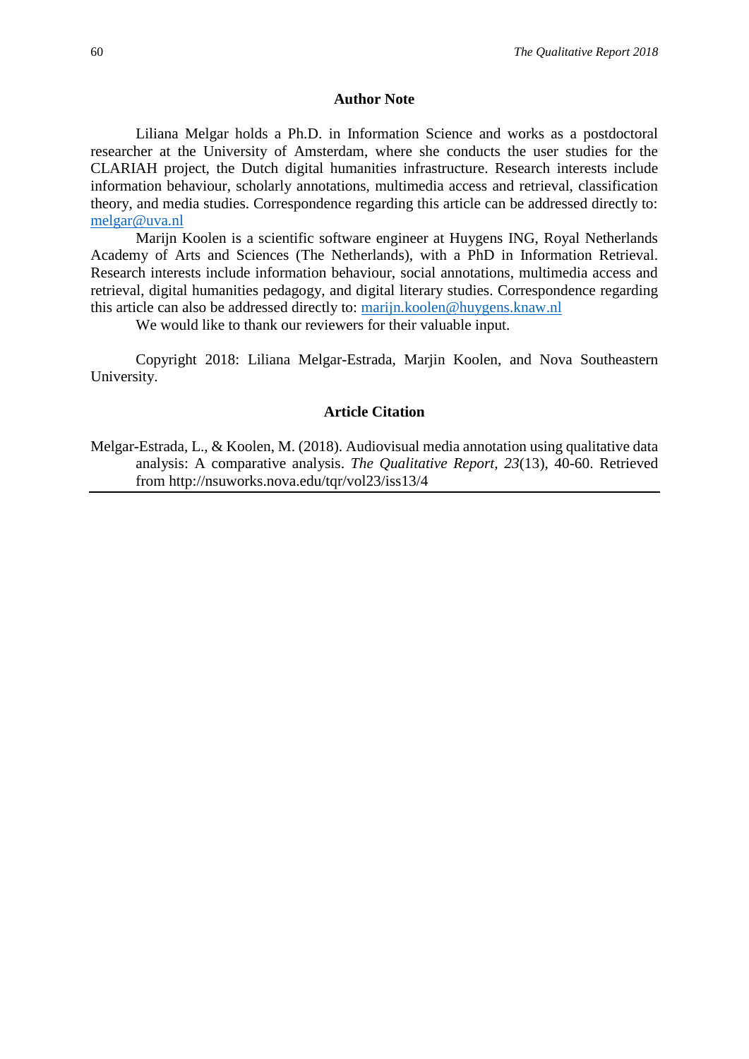## Author Note

Liliana Melgar holds a Ph.D. in Information Science and works as a postdoctoral researcher at the University of Amsterdam, where she conducts the user studies for the CLARIAH project, the Dutch digital humanities infrastructure. Research interests include information behaviour, scholarly annotations, multimedia access and retrieval, classification theory, and media studies. Correspondence regarding this article can be addressed directly to: [melgar@uva.nl](mailto:melgar@uva.nl)

Marijn Koolen is a scientific software engineer at Huygens ING, Royal Netherlands Academy of Arts and Sciences (The Netherlands), with a PhD in Information Retrieval. Research interests include information behaviour, social annotations, multimedia access and retrieval, digital humanities pedagogy, and digital literary studies. Correspondence regarding this article can also be addressed directly to: [marijn.koolen@huygens.knaw.nl](mailto:marijn.koolen@huygens.knaw.nl)

We would like to thank our reviewers for their valuable input.

Copyright 2018: Liliana Melgar-Estrada, Marjin Koolen, and Nova Southeastern University.

## Article Citation

Melgar-Estrada, L., & Koolen, M. (2018). Audiovisual media annotation using qualitative data analysis: A comparative analysis. *The Qualitative Report, 23*(13), 40-60. Retrieved from http://nsuworks.nova.edu/tqr/vol23/iss13/4